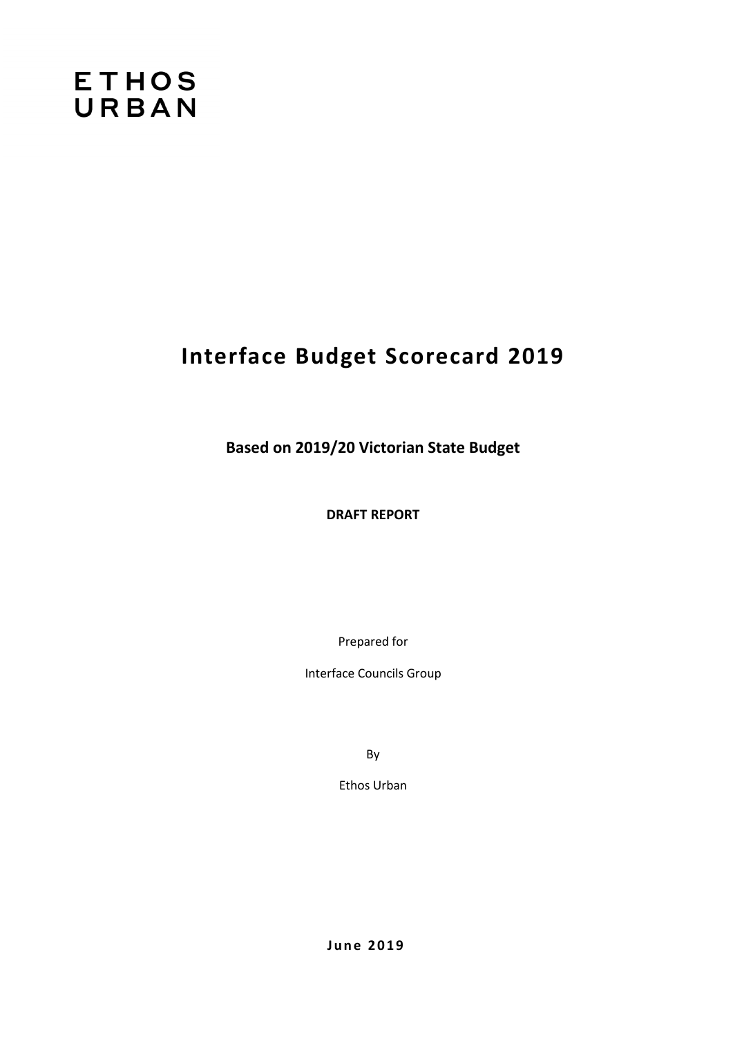ETHOS
URBAN

# Interface Budget Scorecard 2019

## Based on 2019/20 Victorian State Budget

**DRAFT REPORT**

Prepared for

Interface Councils Group

By

Ethos Urban

**June 2019**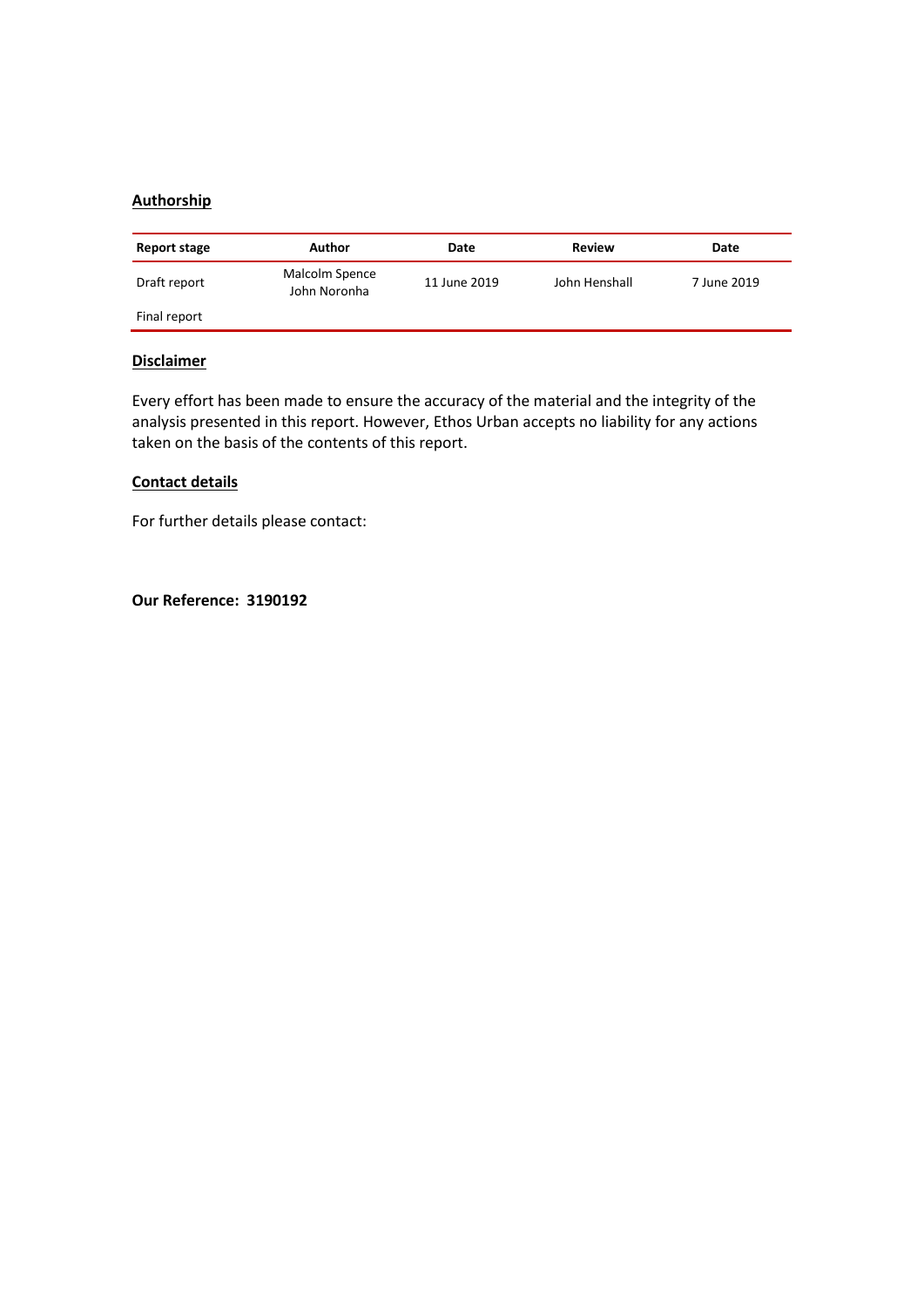**Authorship**

| Report stage | Author | Date | Review | Date |
|---|---|---|---|---|
| Draft report | Malcolm Spence<br>John Noronha | 11 June 2019 | John Henshall | 7 June 2019 |
| Final report | | | | |

**Disclaimer**

Every effort has been made to ensure the accuracy of the material and the integrity of the analysis presented in this report. However, Ethos Urban accepts no liability for any actions taken on the basis of the contents of this report.

**Contact details**

For further details please contact:

**Our Reference: 3190192**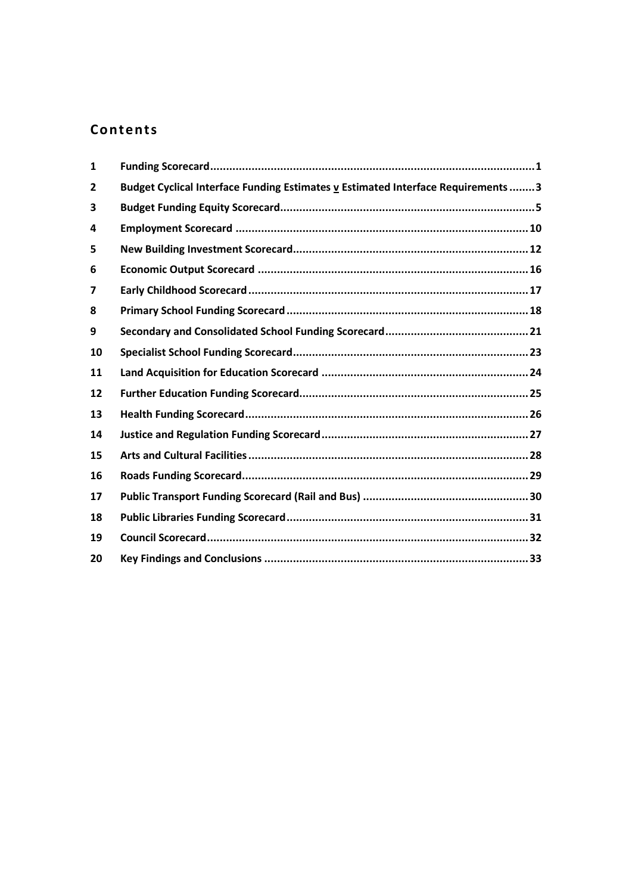## Contents

| | | |
|---|---|---|
| 1 | Funding Scorecard | 1 |
| 2 | Budget Cyclical Interface Funding Estimates v Estimated Interface Requirements | 3 |
| 3 | Budget Funding Equity Scorecard | 5 |
| 4 | Employment Scorecard | 10 |
| 5 | New Building Investment Scorecard | 12 |
| 6 | Economic Output Scorecard | 16 |
| 7 | Early Childhood Scorecard | 17 |
| 8 | Primary School Funding Scorecard | 18 |
| 9 | Secondary and Consolidated School Funding Scorecard | 21 |
| 10 | Specialist School Funding Scorecard | 23 |
| 11 | Land Acquisition for Education Scorecard | 24 |
| 12 | Further Education Funding Scorecard | 25 |
| 13 | Health Funding Scorecard | 26 |
| 14 | Justice and Regulation Funding Scorecard | 27 |
| 15 | Arts and Cultural Facilities | 28 |
| 16 | Roads Funding Scorecard | 29 |
| 17 | Public Transport Funding Scorecard (Rail and Bus) | 30 |
| 18 | Public Libraries Funding Scorecard | 31 |
| 19 | Council Scorecard | 32 |
| 20 | Key Findings and Conclusions | 33 |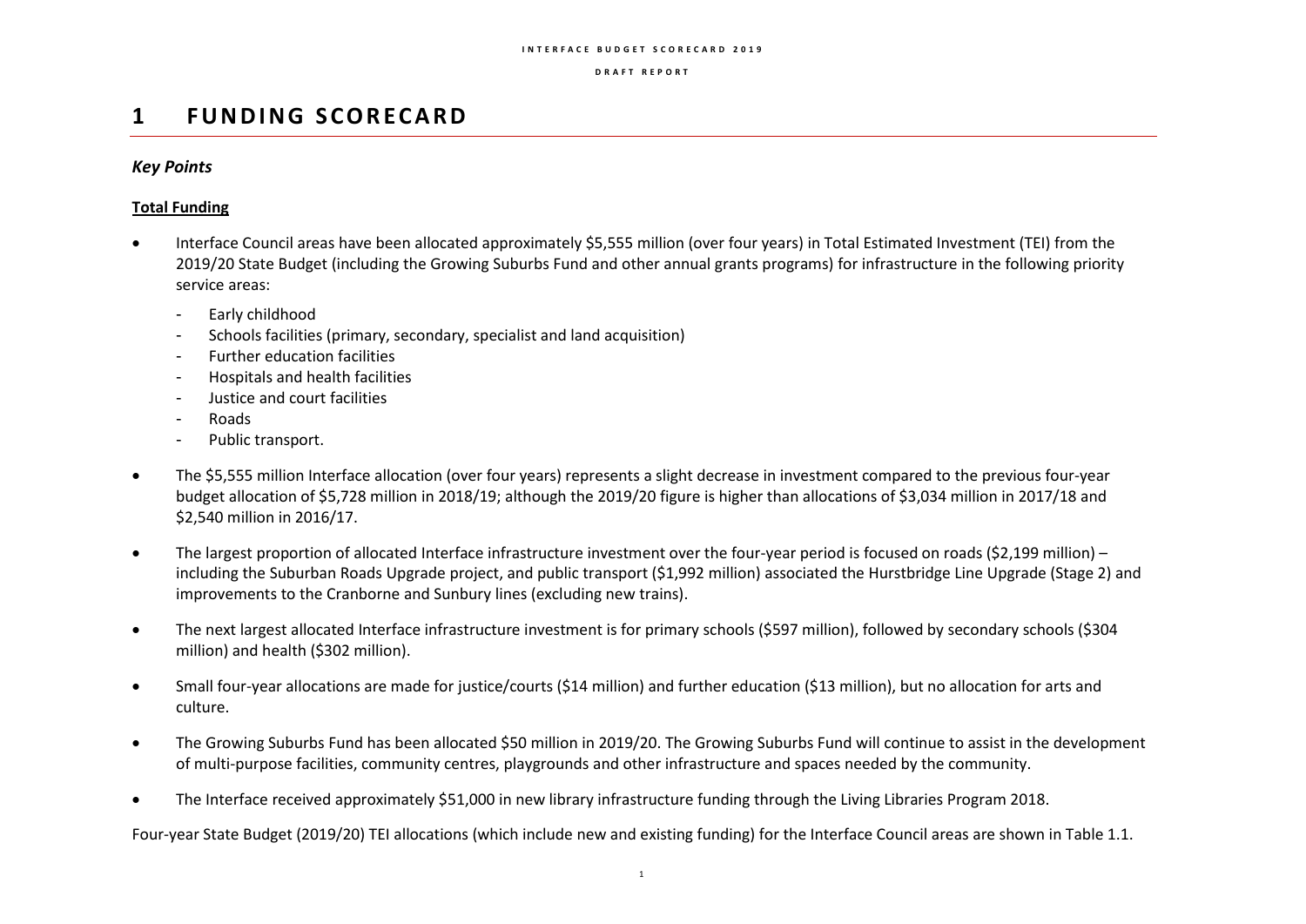# 1 FUNDING SCORECARD

## *Key Points*

**Total Funding**

- Interface Council areas have been allocated approximately $5,555 million (over four years) in Total Estimated Investment (TEI) from the 2019/20 State Budget (including the Growing Suburbs Fund and other annual grants programs) for infrastructure in the following priority service areas:
  - Early childhood
  - Schools facilities (primary, secondary, specialist and land acquisition)
  - Further education facilities
  - Hospitals and health facilities
  - Justice and court facilities
  - Roads
  - Public transport.
- The $5,555 million Interface allocation (over four years) represents a slight decrease in investment compared to the previous four-year budget allocation of $5,728 million in 2018/19; although the 2019/20 figure is higher than allocations of $3,034 million in 2017/18 and $2,540 million in 2016/17.
- The largest proportion of allocated Interface infrastructure investment over the four-year period is focused on roads ($2,199 million) – including the Suburban Roads Upgrade project, and public transport ($1,992 million) associated the Hurstbridge Line Upgrade (Stage 2) and improvements to the Cranborne and Sunbury lines (excluding new trains).
- The next largest allocated Interface infrastructure investment is for primary schools ($597 million), followed by secondary schools ($304 million) and health ($302 million).
- Small four-year allocations are made for justice/courts ($14 million) and further education ($13 million), but no allocation for arts and culture.
- The Growing Suburbs Fund has been allocated $50 million in 2019/20. The Growing Suburbs Fund will continue to assist in the development of multi-purpose facilities, community centres, playgrounds and other infrastructure and spaces needed by the community.
- The Interface received approximately $51,000 in new library infrastructure funding through the Living Libraries Program 2018.

Four-year State Budget (2019/20) TEI allocations (which include new and existing funding) for the Interface Council areas are shown in Table 1.1.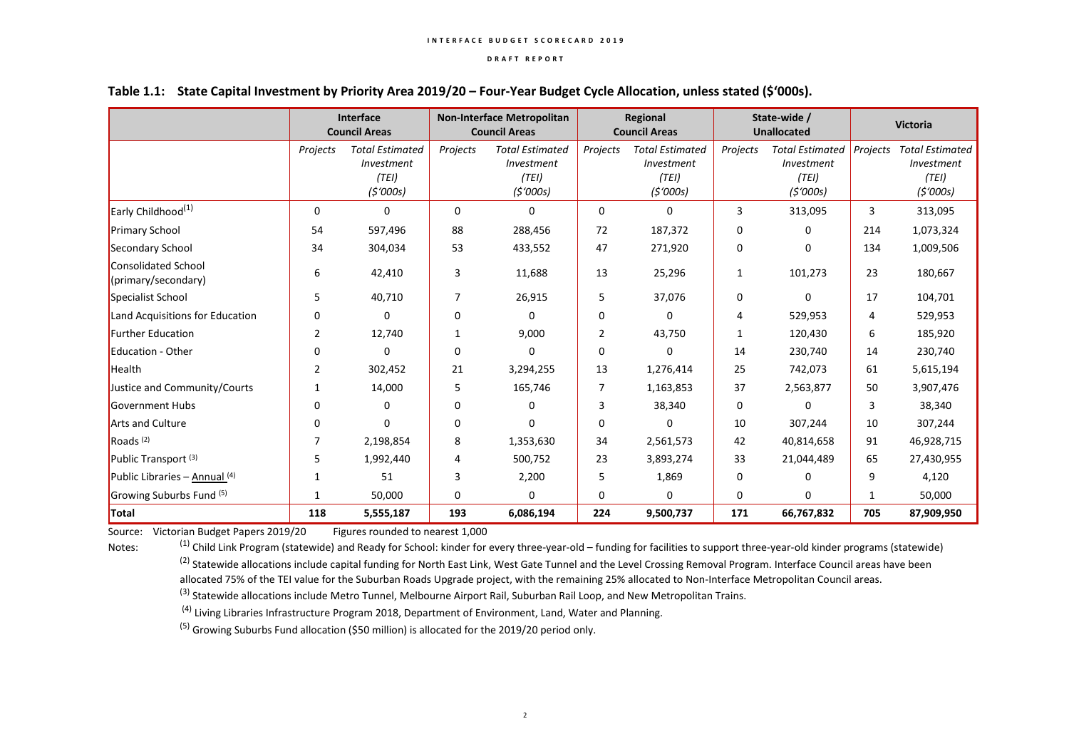**Table 1.1: State Capital Investment by Priority Area 2019/20 – Four-Year Budget Cycle Allocation, unless stated ($'000s).**

| | Interface Council Areas | | Non-Interface Metropolitan Council Areas | | Regional Council Areas | | State-wide / Unallocated | | Victoria | |
|---|---|---|---|---|---|---|---|---|---|---|
| | *Projects* | *Total Estimated Investment (TEI) ($'000s)* | *Projects* | *Total Estimated Investment (TEI) ($'000s)* | *Projects* | *Total Estimated Investment (TEI) ($'000s)* | *Projects* | *Total Estimated Investment (TEI) ($'000s)* | *Projects* | *Total Estimated Investment (TEI) ($'000s)* |
| Early Childhood[1] | 0 | 0 | 0 | 0 | 0 | 0 | 3 | 313,095 | 3 | 313,095 |
| Primary School | 54 | 597,496 | 88 | 288,456 | 72 | 187,372 | 0 | 0 | 214 | 1,073,324 |
| Secondary School | 34 | 304,034 | 53 | 433,552 | 47 | 271,920 | 0 | 0 | 134 | 1,009,506 |
| Consolidated School (primary/secondary) | 6 | 42,410 | 3 | 11,688 | 13 | 25,296 | 1 | 101,273 | 23 | 180,667 |
| Specialist School | 5 | 40,710 | 7 | 26,915 | 5 | 37,076 | 0 | 0 | 17 | 104,701 |
| Land Acquisitions for Education | 0 | 0 | 0 | 0 | 0 | 0 | 4 | 529,953 | 4 | 529,953 |
| Further Education | 2 | 12,740 | 1 | 9,000 | 2 | 43,750 | 1 | 120,430 | 6 | 185,920 |
| Education - Other | 0 | 0 | 0 | 0 | 0 | 0 | 14 | 230,740 | 14 | 230,740 |
| Health | 2 | 302,452 | 21 | 3,294,255 | 13 | 1,276,414 | 25 | 742,073 | 61 | 5,615,194 |
| Justice and Community/Courts | 1 | 14,000 | 5 | 165,746 | 7 | 1,163,853 | 37 | 2,563,877 | 50 | 3,907,476 |
| Government Hubs | 0 | 0 | 0 | 0 | 3 | 38,340 | 0 | 0 | 3 | 38,340 |
| Arts and Culture | 0 | 0 | 0 | 0 | 0 | 0 | 10 | 307,244 | 10 | 307,244 |
| Roads [2] | 7 | 2,198,854 | 8 | 1,353,630 | 34 | 2,561,573 | 42 | 40,814,658 | 91 | 46,928,715 |
| Public Transport [3] | 5 | 1,992,440 | 4 | 500,752 | 23 | 3,893,274 | 33 | 21,044,489 | 65 | 27,430,955 |
| Public Libraries – Annual [4] | 1 | 51 | 3 | 2,200 | 5 | 1,869 | 0 | 0 | 9 | 4,120 |
| Growing Suburbs Fund [5] | 1 | 50,000 | 0 | 0 | 0 | 0 | 0 | 0 | 1 | 50,000 |
| **Total** | **118** | **5,555,187** | **193** | **6,086,194** | **224** | **9,500,737** | **171** | **66,767,832** | **705** | **87,909,950** |

Source: Victorian Budget Papers 2019/20 Figures rounded to nearest 1,000

Notes:

[1] Child Link Program (statewide) and Ready for School: kinder for every three-year-old – funding for facilities to support three-year-old kinder programs (statewide)

[2] Statewide allocations include capital funding for North East Link, West Gate Tunnel and the Level Crossing Removal Program. Interface Council areas have been allocated 75% of the TEI value for the Suburban Roads Upgrade project, with the remaining 25% allocated to Non-Interface Metropolitan Council areas.

[3] Statewide allocations include Metro Tunnel, Melbourne Airport Rail, Suburban Rail Loop, and New Metropolitan Trains.

[4] Living Libraries Infrastructure Program 2018, Department of Environment, Land, Water and Planning.

[5] Growing Suburbs Fund allocation ($50 million) is allocated for the 2019/20 period only.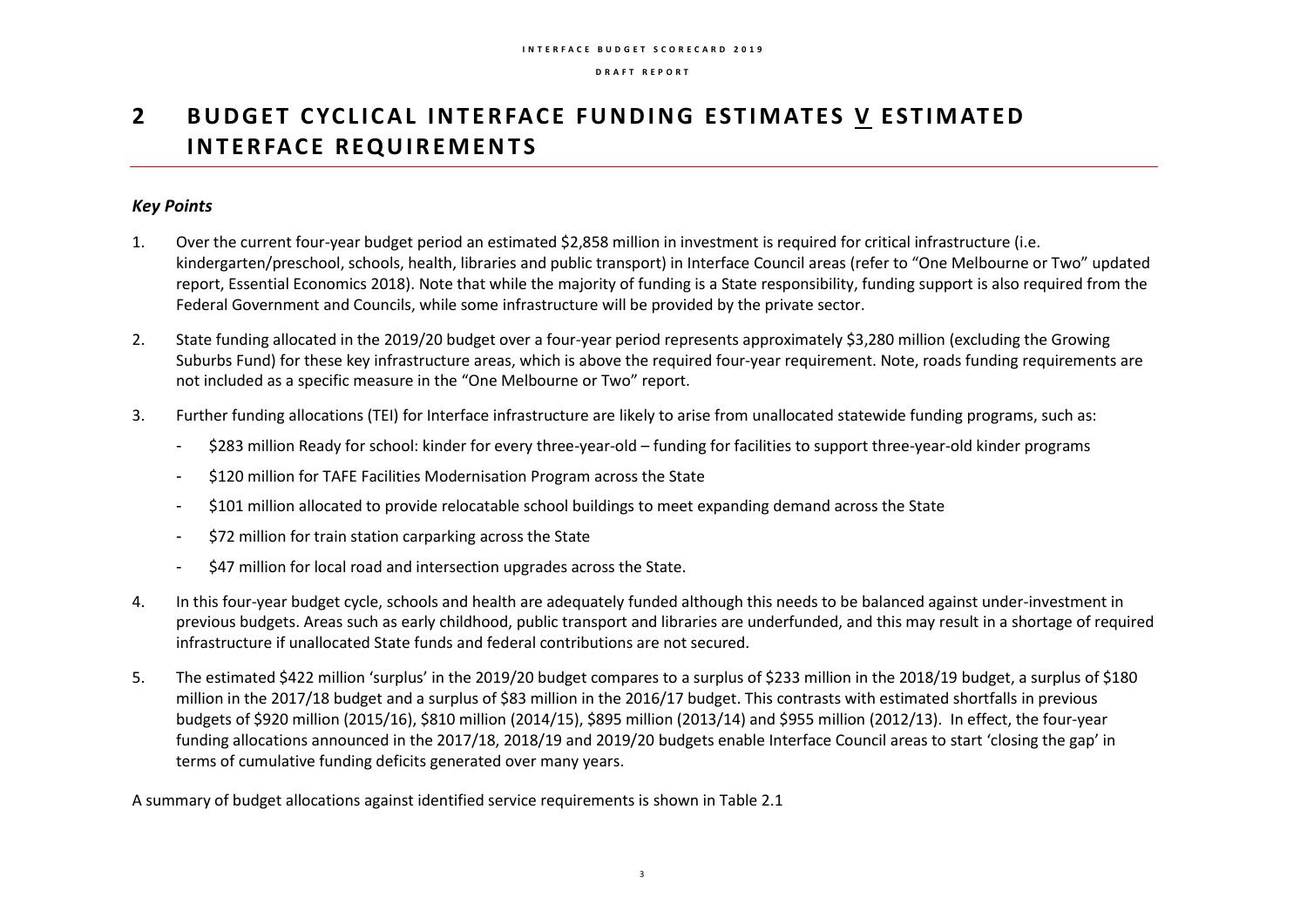# 2 BUDGET CYCLICAL INTERFACE FUNDING ESTIMATES V ESTIMATED INTERFACE REQUIREMENTS

### *Key Points*

1. Over the current four-year budget period an estimated $2,858 million in investment is required for critical infrastructure (i.e. kindergarten/preschool, schools, health, libraries and public transport) in Interface Council areas (refer to "One Melbourne or Two" updated report, Essential Economics 2018). Note that while the majority of funding is a State responsibility, funding support is also required from the Federal Government and Councils, while some infrastructure will be provided by the private sector.

2. State funding allocated in the 2019/20 budget over a four-year period represents approximately $3,280 million (excluding the Growing Suburbs Fund) for these key infrastructure areas, which is above the required four-year requirement. Note, roads funding requirements are not included as a specific measure in the "One Melbourne or Two" report.

3. Further funding allocations (TEI) for Interface infrastructure are likely to arise from unallocated statewide funding programs, such as:
   - $283 million Ready for school: kinder for every three-year-old – funding for facilities to support three-year-old kinder programs
   - $120 million for TAFE Facilities Modernisation Program across the State
   - $101 million allocated to provide relocatable school buildings to meet expanding demand across the State
   - $72 million for train station carparking across the State
   - $47 million for local road and intersection upgrades across the State.

4. In this four-year budget cycle, schools and health are adequately funded although this needs to be balanced against under-investment in previous budgets. Areas such as early childhood, public transport and libraries are underfunded, and this may result in a shortage of required infrastructure if unallocated State funds and federal contributions are not secured.

5. The estimated $422 million 'surplus' in the 2019/20 budget compares to a surplus of $233 million in the 2018/19 budget, a surplus of $180 million in the 2017/18 budget and a surplus of $83 million in the 2016/17 budget. This contrasts with estimated shortfalls in previous budgets of $920 million (2015/16), $810 million (2014/15), $895 million (2013/14) and $955 million (2012/13). In effect, the four-year funding allocations announced in the 2017/18, 2018/19 and 2019/20 budgets enable Interface Council areas to start 'closing the gap' in terms of cumulative funding deficits generated over many years.

A summary of budget allocations against identified service requirements is shown in Table 2.1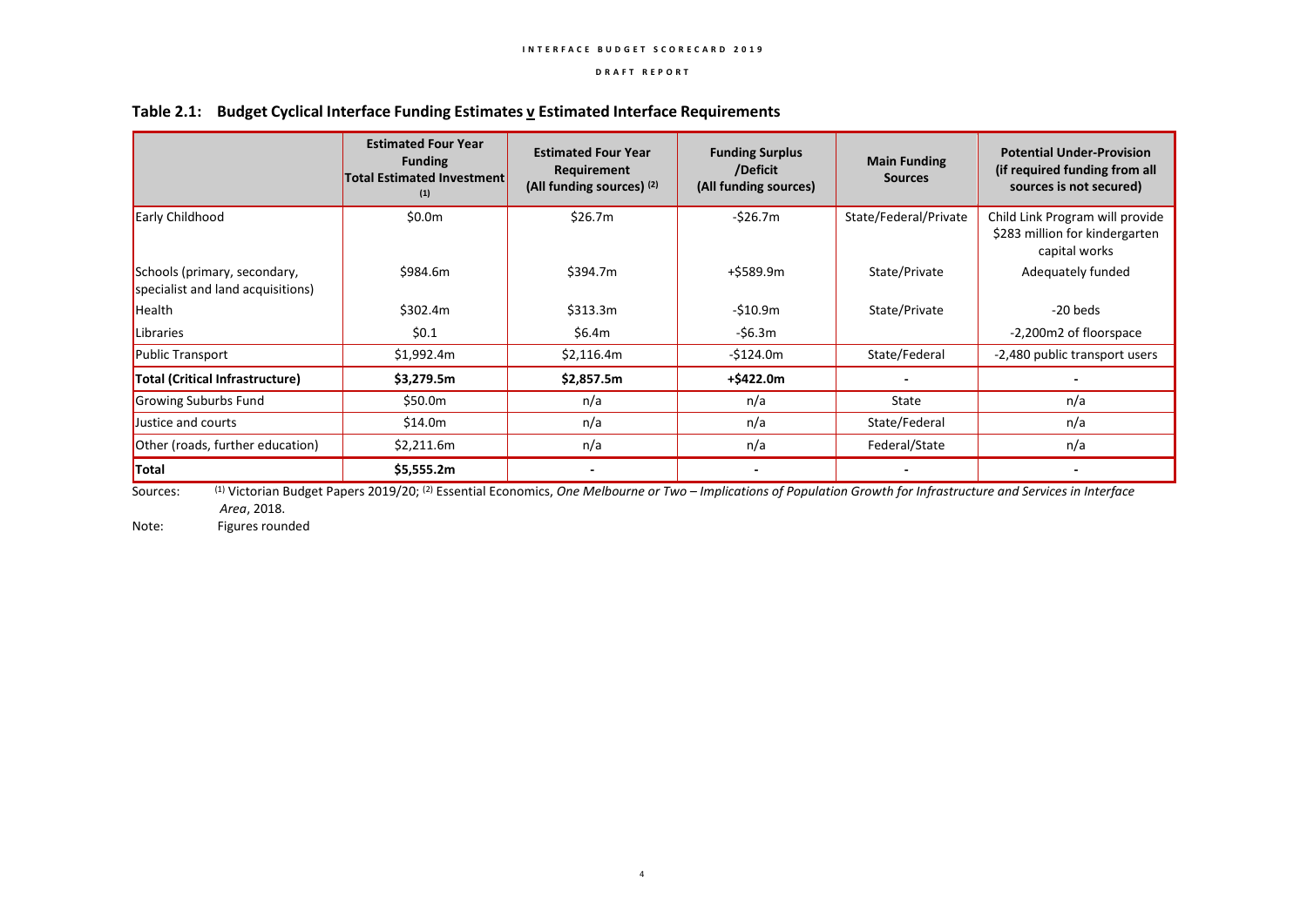### Table 2.1: Budget Cyclical Interface Funding Estimates v Estimated Interface Requirements

| | Estimated Four Year Funding Total Estimated Investment (1) | Estimated Four Year Requirement (All funding sources) (2) | Funding Surplus /Deficit (All funding sources) | Main Funding Sources | Potential Under-Provision (if required funding from all sources is not secured) |
|---|---|---|---|---|---|
| Early Childhood | $0.0m | $26.7m | -$26.7m | State/Federal/Private | Child Link Program will provide $283 million for kindergarten capital works |
| Schools (primary, secondary, specialist and land acquisitions) | $984.6m | $394.7m | +$589.9m | State/Private | Adequately funded |
| Health | $302.4m | $313.3m | -$10.9m | State/Private | -20 beds |
| Libraries | $0.1 | $6.4m | -$6.3m | | -2,200m2 of floorspace |
| Public Transport | $1,992.4m | $2,116.4m | -$124.0m | State/Federal | -2,480 public transport users |
| **Total (Critical Infrastructure)** | **$3,279.5m** | **$2,857.5m** | **+$422.0m** | - | - |
| Growing Suburbs Fund | $50.0m | n/a | n/a | State | n/a |
| Justice and courts | $14.0m | n/a | n/a | State/Federal | n/a |
| Other (roads, further education) | $2,211.6m | n/a | n/a | Federal/State | n/a |
| **Total** | **$5,555.2m** | - | - | - | - |

Sources: (1) Victorian Budget Papers 2019/20; (2) Essential Economics, *One Melbourne or Two – Implications of Population Growth for Infrastructure and Services in Interface Area*, 2018.

Note: Figures rounded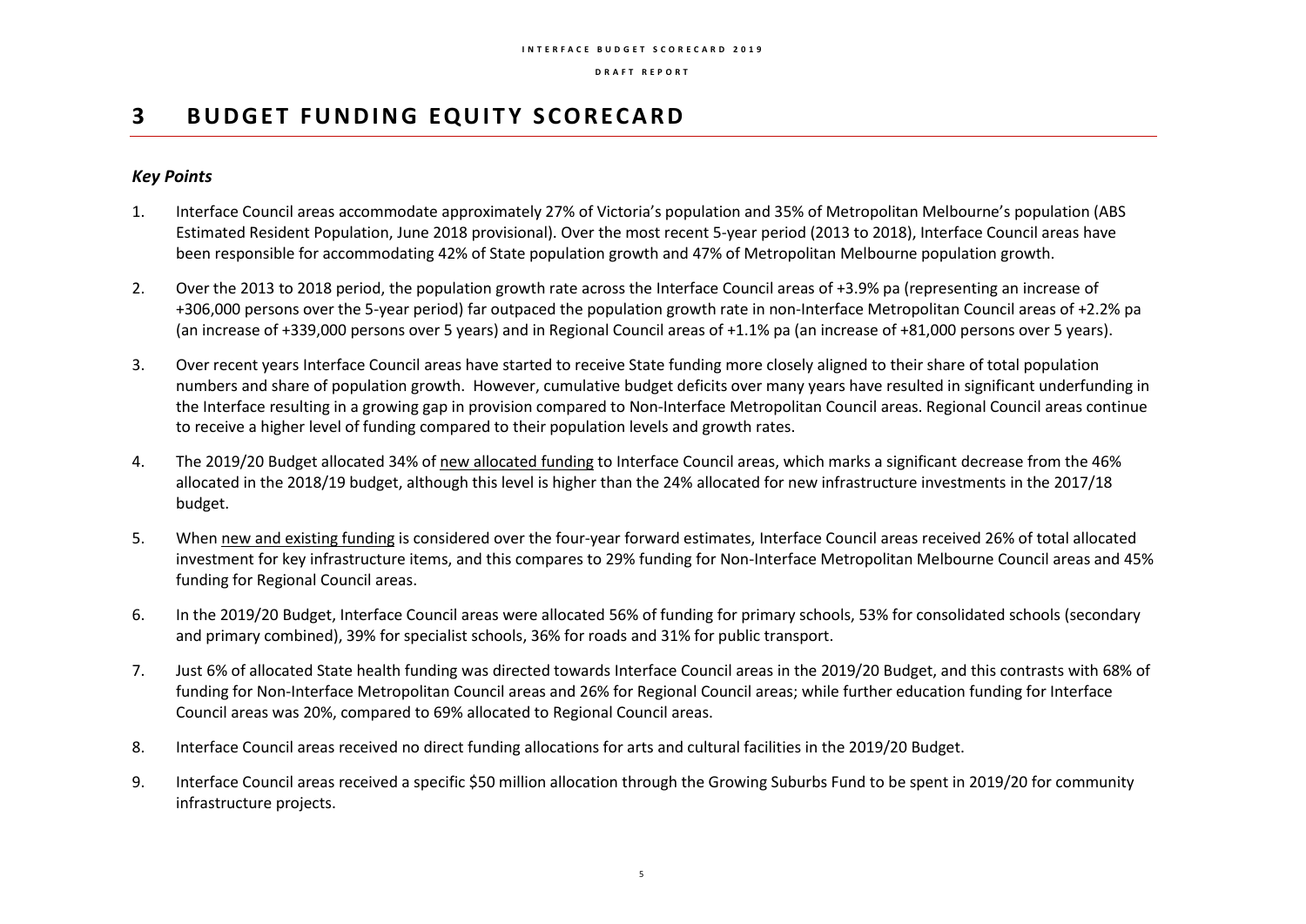# 3 BUDGET FUNDING EQUITY SCORECARD

### *Key Points*

1. Interface Council areas accommodate approximately 27% of Victoria's population and 35% of Metropolitan Melbourne's population (ABS Estimated Resident Population, June 2018 provisional). Over the most recent 5-year period (2013 to 2018), Interface Council areas have been responsible for accommodating 42% of State population growth and 47% of Metropolitan Melbourne population growth.

2. Over the 2013 to 2018 period, the population growth rate across the Interface Council areas of +3.9% pa (representing an increase of +306,000 persons over the 5-year period) far outpaced the population growth rate in non-Interface Metropolitan Council areas of +2.2% pa (an increase of +339,000 persons over 5 years) and in Regional Council areas of +1.1% pa (an increase of +81,000 persons over 5 years).

3. Over recent years Interface Council areas have started to receive State funding more closely aligned to their share of total population numbers and share of population growth. However, cumulative budget deficits over many years have resulted in significant underfunding in the Interface resulting in a growing gap in provision compared to Non-Interface Metropolitan Council areas. Regional Council areas continue to receive a higher level of funding compared to their population levels and growth rates.

4. The 2019/20 Budget allocated 34% of <u>new allocated funding</u> to Interface Council areas, which marks a significant decrease from the 46% allocated in the 2018/19 budget, although this level is higher than the 24% allocated for new infrastructure investments in the 2017/18 budget.

5. When <u>new and existing funding</u> is considered over the four-year forward estimates, Interface Council areas received 26% of total allocated investment for key infrastructure items, and this compares to 29% funding for Non-Interface Metropolitan Melbourne Council areas and 45% funding for Regional Council areas.

6. In the 2019/20 Budget, Interface Council areas were allocated 56% of funding for primary schools, 53% for consolidated schools (secondary and primary combined), 39% for specialist schools, 36% for roads and 31% for public transport.

7. Just 6% of allocated State health funding was directed towards Interface Council areas in the 2019/20 Budget, and this contrasts with 68% of funding for Non-Interface Metropolitan Council areas and 26% for Regional Council areas; while further education funding for Interface Council areas was 20%, compared to 69% allocated to Regional Council areas.

8. Interface Council areas received no direct funding allocations for arts and cultural facilities in the 2019/20 Budget.

9. Interface Council areas received a specific $50 million allocation through the Growing Suburbs Fund to be spent in 2019/20 for community infrastructure projects.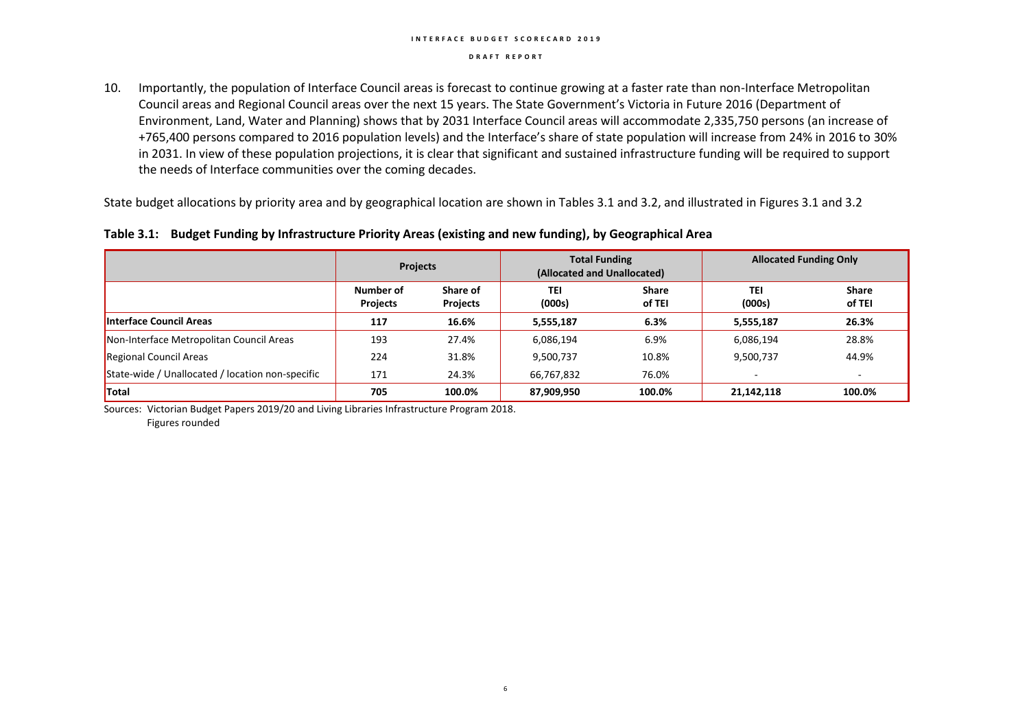10. Importantly, the population of Interface Council areas is forecast to continue growing at a faster rate than non-Interface Metropolitan Council areas and Regional Council areas over the next 15 years. The State Government's Victoria in Future 2016 (Department of Environment, Land, Water and Planning) shows that by 2031 Interface Council areas will accommodate 2,335,750 persons (an increase of +765,400 persons compared to 2016 population levels) and the Interface's share of state population will increase from 24% in 2016 to 30% in 2031. In view of these population projections, it is clear that significant and sustained infrastructure funding will be required to support the needs of Interface communities over the coming decades.

State budget allocations by priority area and by geographical location are shown in Tables 3.1 and 3.2, and illustrated in Figures 3.1 and 3.2

**Table 3.1: Budget Funding by Infrastructure Priority Areas (existing and new funding), by Geographical Area**

| | Projects | | Total Funding (Allocated and Unallocated) | | Allocated Funding Only | |
|---|---|---|---|---|---|---|
| | Number of Projects | Share of Projects | TEI (000s) | Share of TEI | TEI (000s) | Share of TEI |
| **Interface Council Areas** | **117** | **16.6%** | **5,555,187** | **6.3%** | **5,555,187** | **26.3%** |
| Non-Interface Metropolitan Council Areas | 193 | 27.4% | 6,086,194 | 6.9% | 6,086,194 | 28.8% |
| Regional Council Areas | 224 | 31.8% | 9,500,737 | 10.8% | 9,500,737 | 44.9% |
| State-wide / Unallocated / location non-specific | 171 | 24.3% | 66,767,832 | 76.0% | - | - |
| **Total** | **705** | **100.0%** | **87,909,950** | **100.0%** | **21,142,118** | **100.0%** |

Sources: Victorian Budget Papers 2019/20 and Living Libraries Infrastructure Program 2018.
Figures rounded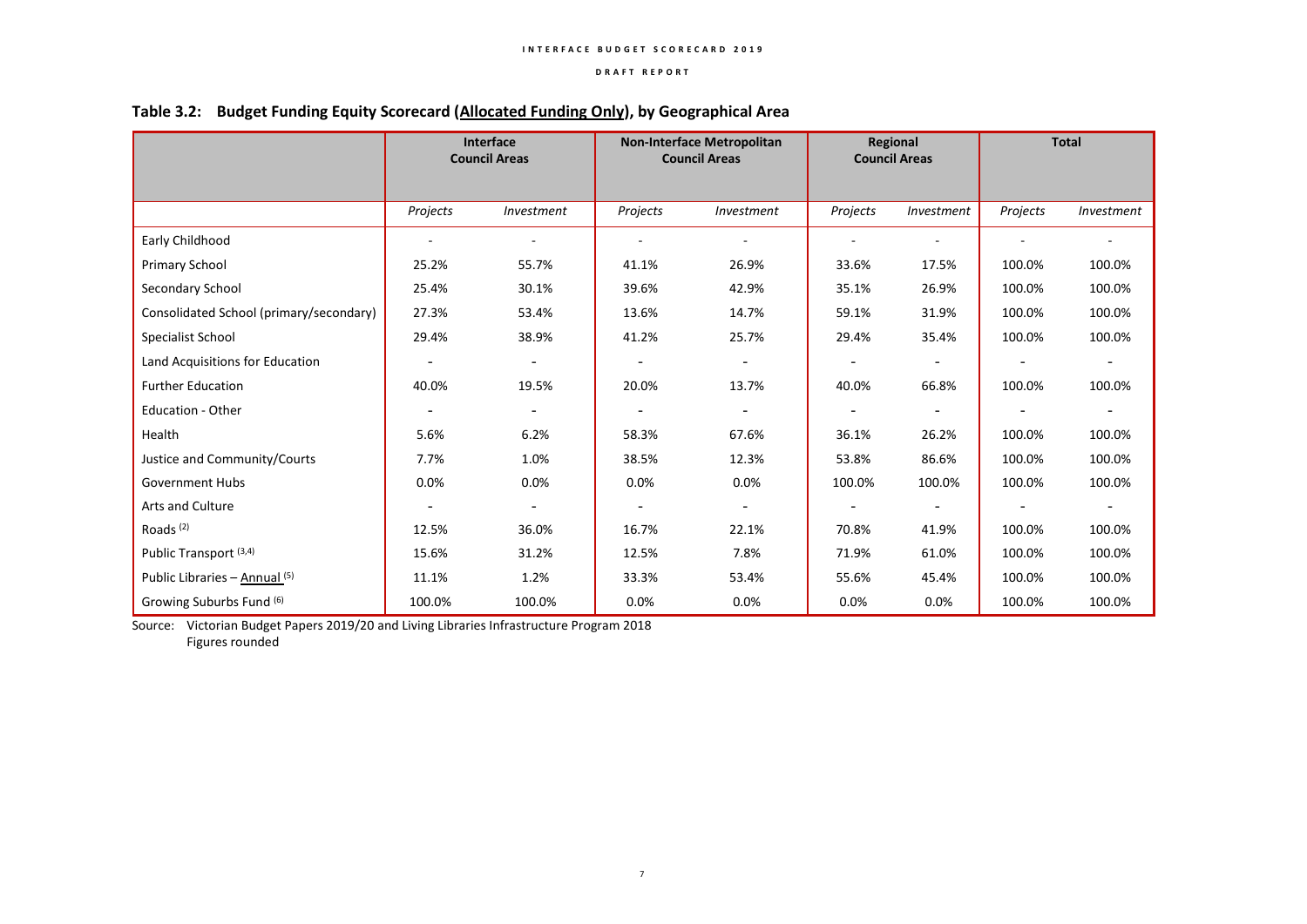### Table 3.2: Budget Funding Equity Scorecard (<u>Allocated Funding Only</u>), by Geographical Area

| | Interface Council Areas | | Non-Interface Metropolitan Council Areas | | Regional Council Areas | | Total | |
|---|---|---|---|---|---|---|---|---|
| | *Projects* | *Investment* | *Projects* | *Investment* | *Projects* | *Investment* | *Projects* | *Investment* |
| Early Childhood | - | - | - | - | - | - | - | - |
| Primary School | 25.2% | 55.7% | 41.1% | 26.9% | 33.6% | 17.5% | 100.0% | 100.0% |
| Secondary School | 25.4% | 30.1% | 39.6% | 42.9% | 35.1% | 26.9% | 100.0% | 100.0% |
| Consolidated School (primary/secondary) | 27.3% | 53.4% | 13.6% | 14.7% | 59.1% | 31.9% | 100.0% | 100.0% |
| Specialist School | 29.4% | 38.9% | 41.2% | 25.7% | 29.4% | 35.4% | 100.0% | 100.0% |
| Land Acquisitions for Education | - | - | - | - | - | - | - | - |
| Further Education | 40.0% | 19.5% | 20.0% | 13.7% | 40.0% | 66.8% | 100.0% | 100.0% |
| Education - Other | - | - | - | - | - | - | - | - |
| Health | 5.6% | 6.2% | 58.3% | 67.6% | 36.1% | 26.2% | 100.0% | 100.0% |
| Justice and Community/Courts | 7.7% | 1.0% | 38.5% | 12.3% | 53.8% | 86.6% | 100.0% | 100.0% |
| Government Hubs | 0.0% | 0.0% | 0.0% | 0.0% | 100.0% | 100.0% | 100.0% | 100.0% |
| Arts and Culture | - | - | - | - | - | - | - | - |
| Roads [2] | 12.5% | 36.0% | 16.7% | 22.1% | 70.8% | 41.9% | 100.0% | 100.0% |
| Public Transport [3,4] | 15.6% | 31.2% | 12.5% | 7.8% | 71.9% | 61.0% | 100.0% | 100.0% |
| Public Libraries – <u>Annual</u> [5] | 11.1% | 1.2% | 33.3% | 53.4% | 55.6% | 45.4% | 100.0% | 100.0% |
| Growing Suburbs Fund [6] | 100.0% | 100.0% | 0.0% | 0.0% | 0.0% | 0.0% | 100.0% | 100.0% |

Source: Victorian Budget Papers 2019/20 and Living Libraries Infrastructure Program 2018
Figures rounded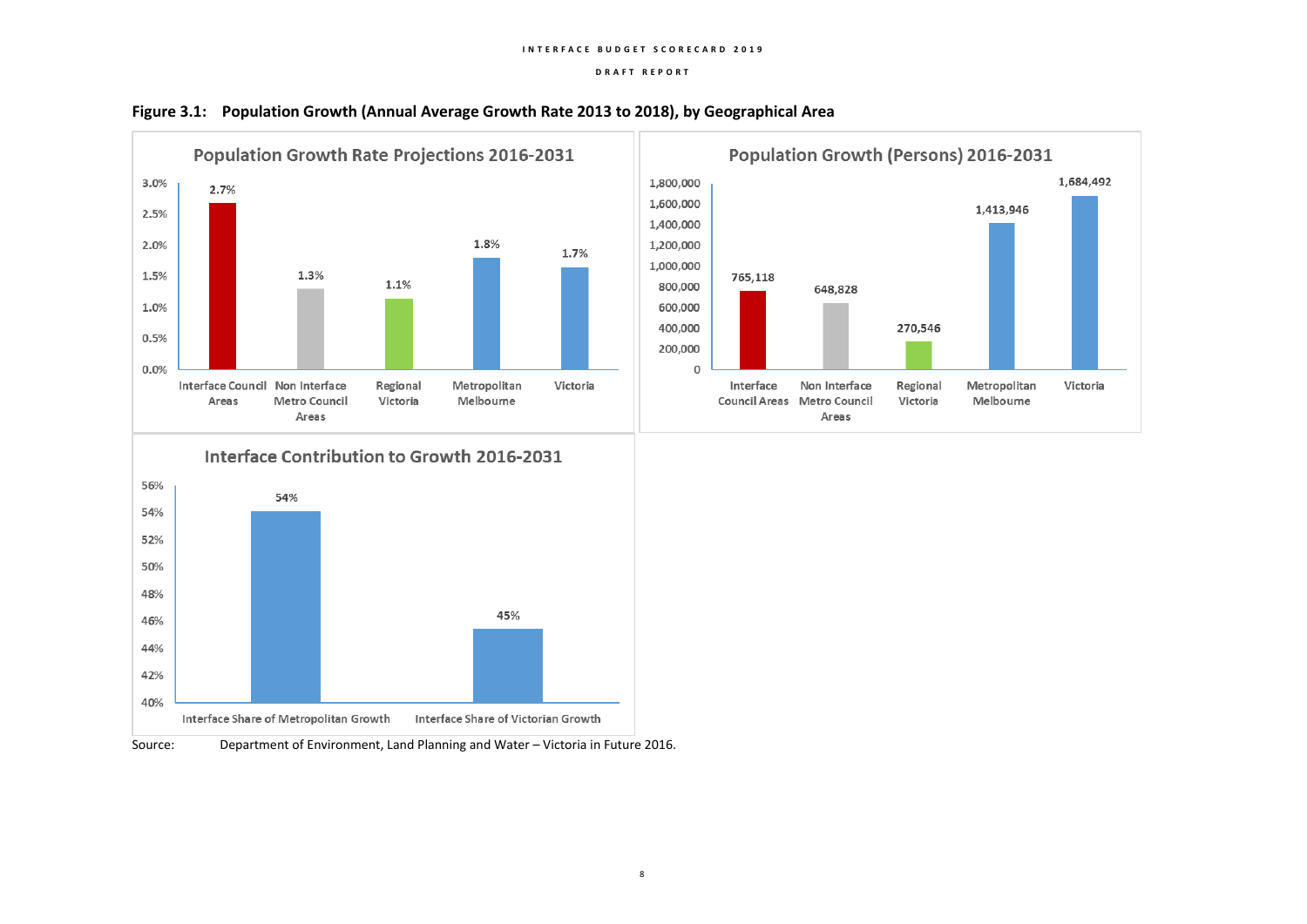**Figure 3.1: Population Growth (Annual Average Growth Rate 2013 to 2018), by Geographical Area**

Population Growth Rate Projections 2016-2031

3.0%
2.5%
2.0%
1.5%
1.0%
0.5%
0.0%

2.7%
1.3%
1.1%
1.8%
1.7%

Interface Council Areas
Non Interface Metro Council Areas
Regional Victoria
Metropolitan Melbourne
Victoria

Population Growth (Persons) 2016-2031

1,800,000
1,600,000
1,400,000
1,200,000
1,000,000
800,000
600,000
400,000
200,000
0

765,118
648,828
270,546
1,413,946
1,684,492

Interface Council Areas
Non Interface Metro Council Areas
Regional Victoria
Metropolitan Melbourne
Victoria

Interface Contribution to Growth 2016-2031

56%
54%
52%
50%
48%
46%
44%
42%
40%

54%
45%

Interface Share of Metropolitan Growth
Interface Share of Victorian Growth

Source: Department of Environment, Land Planning and Water – Victoria in Future 2016.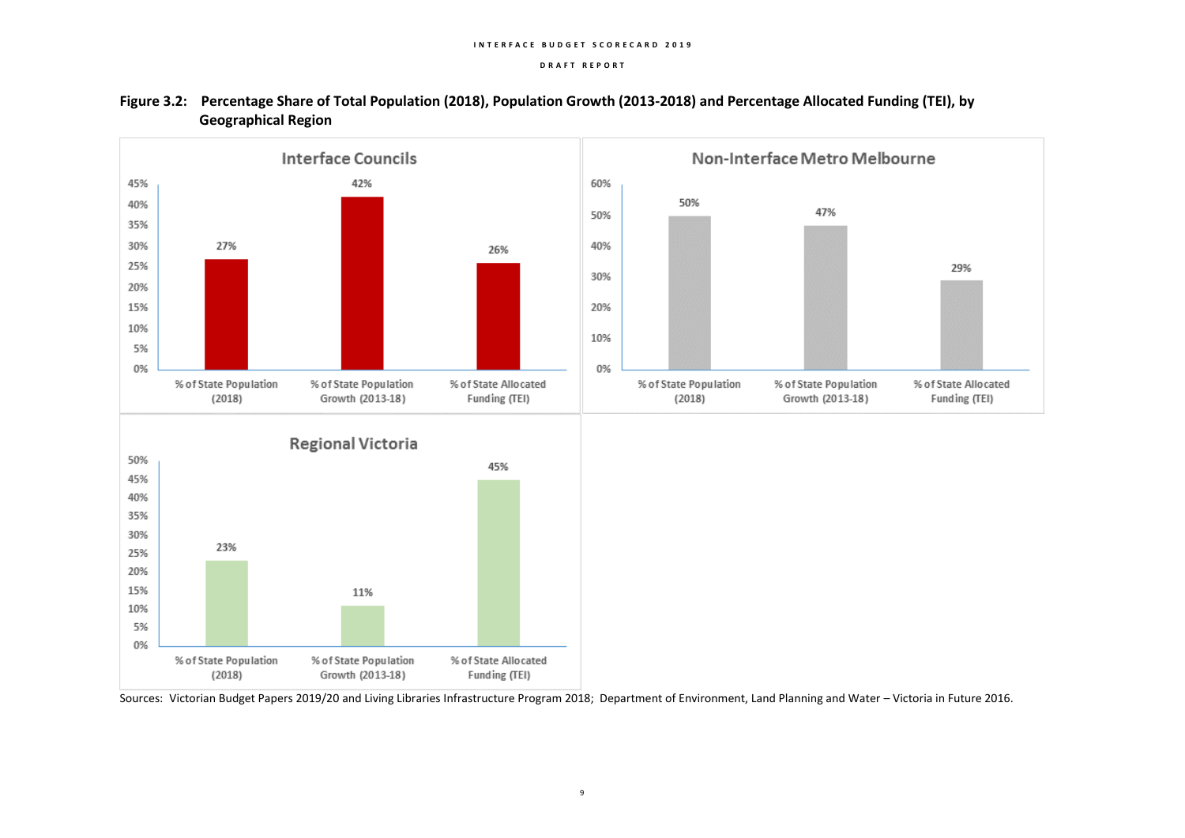**Figure 3.2: Percentage Share of Total Population (2018), Population Growth (2013-2018) and Percentage Allocated Funding (TEI), by Geographical Region**

Interface Councils

45%
40%
35%
30%
25%
20%
15%
10%
5%
0%

27%
42%
26%

% of State Population (2018)
% of State Population Growth (2013-18)
% of State Allocated Funding (TEI)

Non-Interface Metro Melbourne

60%
50%
40%
30%
20%
10%
0%

50%
47%
29%

% of State Population (2018)
% of State Population Growth (2013-18)
% of State Allocated Funding (TEI)

Regional Victoria

50%
45%
40%
35%
30%
25%
20%
15%
10%
5%
0%

23%
11%
45%

% of State Population (2018)
% of State Population Growth (2013-18)
% of State Allocated Funding (TEI)

Sources: Victorian Budget Papers 2019/20 and Living Libraries Infrastructure Program 2018; Department of Environment, Land Planning and Water – Victoria in Future 2016.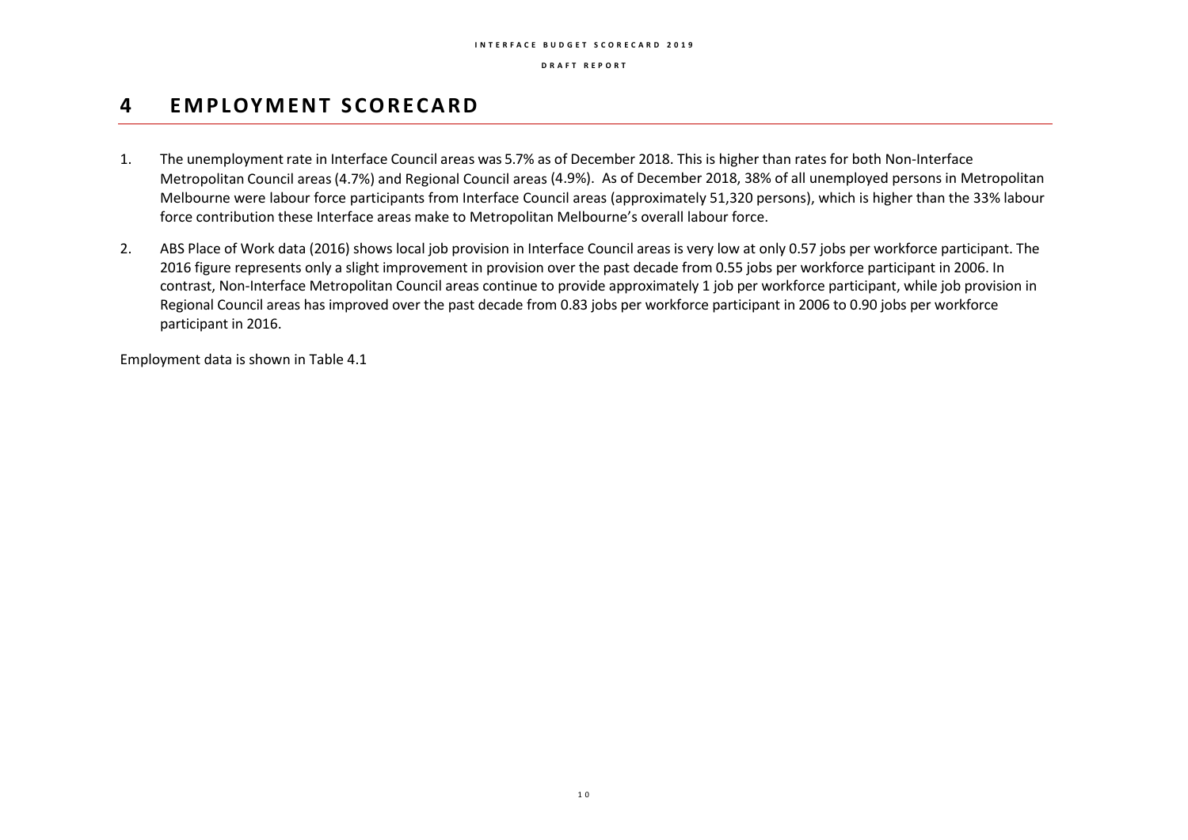# 4 EMPLOYMENT SCORECARD

1. The unemployment rate in Interface Council areas was 5.7% as of December 2018. This is higher than rates for both Non-Interface Metropolitan Council areas (4.7%) and Regional Council areas (4.9%). As of December 2018, 38% of all unemployed persons in Metropolitan Melbourne were labour force participants from Interface Council areas (approximately 51,320 persons), which is higher than the 33% labour force contribution these Interface areas make to Metropolitan Melbourne's overall labour force.

2. ABS Place of Work data (2016) shows local job provision in Interface Council areas is very low at only 0.57 jobs per workforce participant. The 2016 figure represents only a slight improvement in provision over the past decade from 0.55 jobs per workforce participant in 2006. In contrast, Non-Interface Metropolitan Council areas continue to provide approximately 1 job per workforce participant, while job provision in Regional Council areas has improved over the past decade from 0.83 jobs per workforce participant in 2006 to 0.90 jobs per workforce participant in 2016.

Employment data is shown in Table 4.1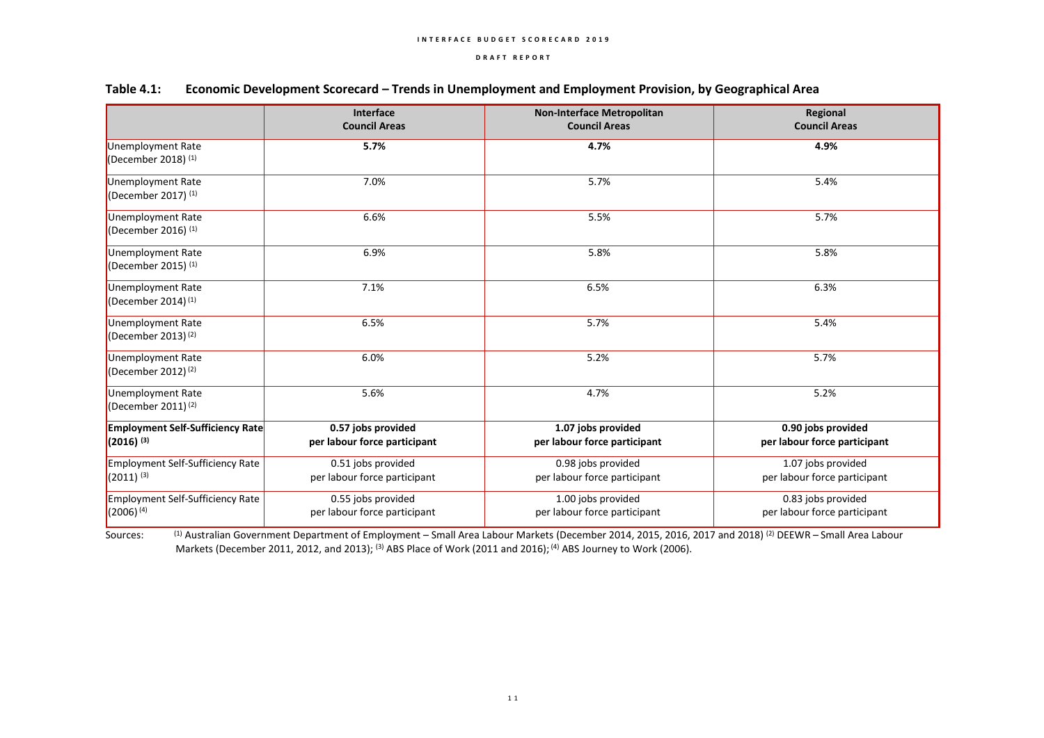### Table 4.1: Economic Development Scorecard – Trends in Unemployment and Employment Provision, by Geographical Area

| | Interface Council Areas | Non-Interface Metropolitan Council Areas | Regional Council Areas |
|---|---|---|---|
| Unemployment Rate (December 2018) [1] | **5.7%** | **4.7%** | **4.9%** |
| Unemployment Rate (December 2017) [1] | 7.0% | 5.7% | 5.4% |
| Unemployment Rate (December 2016) [1] | 6.6% | 5.5% | 5.7% |
| Unemployment Rate (December 2015) [1] | 6.9% | 5.8% | 5.8% |
| Unemployment Rate (December 2014) [1] | 7.1% | 6.5% | 6.3% |
| Unemployment Rate (December 2013) [2] | 6.5% | 5.7% | 5.4% |
| Unemployment Rate (December 2012) [2] | 6.0% | 5.2% | 5.7% |
| Unemployment Rate (December 2011) [2] | 5.6% | 4.7% | 5.2% |
| **Employment Self-Sufficiency Rate (2016) [3]** | **0.57 jobs provided per labour force participant** | **1.07 jobs provided per labour force participant** | **0.90 jobs provided per labour force participant** |
| Employment Self-Sufficiency Rate (2011) [3] | 0.51 jobs provided per labour force participant | 0.98 jobs provided per labour force participant | 1.07 jobs provided per labour force participant |
| Employment Self-Sufficiency Rate (2006) [4] | 0.55 jobs provided per labour force participant | 1.00 jobs provided per labour force participant | 0.83 jobs provided per labour force participant |

Sources: [1] Australian Government Department of Employment – Small Area Labour Markets (December 2014, 2015, 2016, 2017 and 2018) [2] DEEWR – Small Area Labour Markets (December 2011, 2012, and 2013); [3] ABS Place of Work (2011 and 2016); [4] ABS Journey to Work (2006).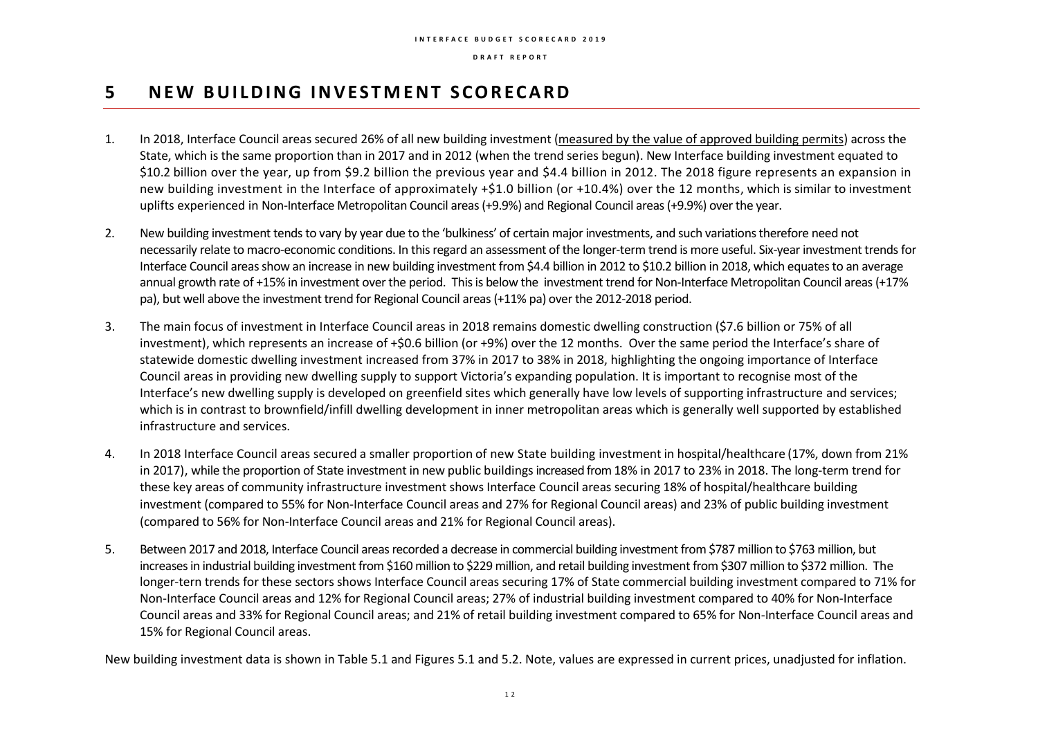# 5 NEW BUILDING INVESTMENT SCORECARD

1. In 2018, Interface Council areas secured 26% of all new building investment (measured by the value of approved building permits) across the State, which is the same proportion than in 2017 and in 2012 (when the trend series begun). New Interface building investment equated to $10.2 billion over the year, up from $9.2 billion the previous year and $4.4 billion in 2012. The 2018 figure represents an expansion in new building investment in the Interface of approximately +$1.0 billion (or +10.4%) over the 12 months, which is similar to investment uplifts experienced in Non-Interface Metropolitan Council areas (+9.9%) and Regional Council areas (+9.9%) over the year.

2. New building investment tends to vary by year due to the 'bulkiness' of certain major investments, and such variations therefore need not necessarily relate to macro-economic conditions. In this regard an assessment of the longer-term trend is more useful. Six-year investment trends for Interface Council areas show an increase in new building investment from $4.4 billion in 2012 to $10.2 billion in 2018, which equates to an average annual growth rate of +15% in investment over the period. This is below the investment trend for Non-Interface Metropolitan Council areas (+17% pa), but well above the investment trend for Regional Council areas (+11% pa) over the 2012-2018 period.

3. The main focus of investment in Interface Council areas in 2018 remains domestic dwelling construction ($7.6 billion or 75% of all investment), which represents an increase of +$0.6 billion (or +9%) over the 12 months. Over the same period the Interface's share of statewide domestic dwelling investment increased from 37% in 2017 to 38% in 2018, highlighting the ongoing importance of Interface Council areas in providing new dwelling supply to support Victoria's expanding population. It is important to recognise most of the Interface's new dwelling supply is developed on greenfield sites which generally have low levels of supporting infrastructure and services; which is in contrast to brownfield/infill dwelling development in inner metropolitan areas which is generally well supported by established infrastructure and services.

4. In 2018 Interface Council areas secured a smaller proportion of new State building investment in hospital/healthcare (17%, down from 21% in 2017), while the proportion of State investment in new public buildings increased from 18% in 2017 to 23% in 2018. The long-term trend for these key areas of community infrastructure investment shows Interface Council areas securing 18% of hospital/healthcare building investment (compared to 55% for Non-Interface Council areas and 27% for Regional Council areas) and 23% of public building investment (compared to 56% for Non-Interface Council areas and 21% for Regional Council areas).

5. Between 2017 and 2018, Interface Council areas recorded a decrease in commercial building investment from $787 million to $763 million, but increases in industrial building investment from $160 million to $229 million, and retail building investment from $307 million to $372 million. The longer-tern trends for these sectors shows Interface Council areas securing 17% of State commercial building investment compared to 71% for Non-Interface Council areas and 12% for Regional Council areas; 27% of industrial building investment compared to 40% for Non-Interface Council areas and 33% for Regional Council areas; and 21% of retail building investment compared to 65% for Non-Interface Council areas and 15% for Regional Council areas.

New building investment data is shown in Table 5.1 and Figures 5.1 and 5.2. Note, values are expressed in current prices, unadjusted for inflation.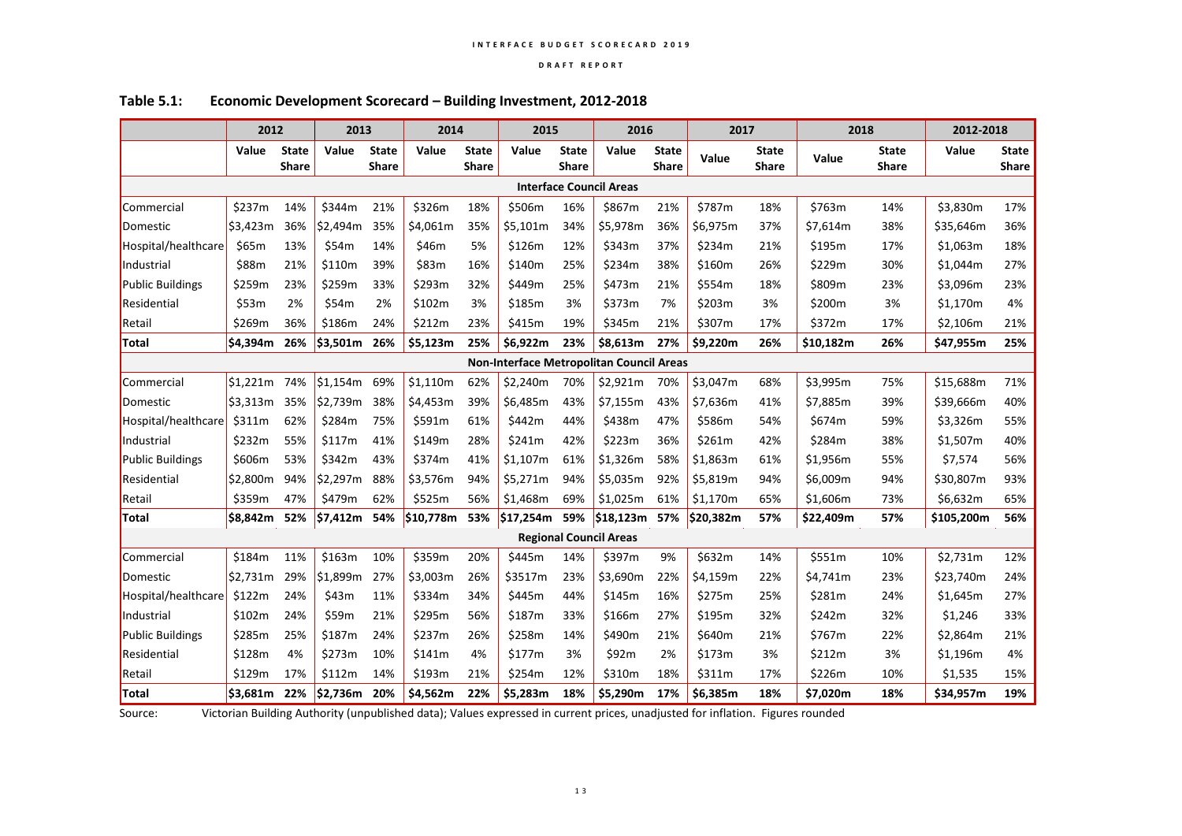## Table 5.1: Economic Development Scorecard – Building Investment, 2012-2018

| | 2012 | | 2013 | | 2014 | | 2015 | | 2016 | | 2017 | | 2018 | | 2012-2018 | |
|---|---|---|---|---|---|---|---|---|---|---|---|---|---|---|---|---|
| | Value | State Share | Value | State Share | Value | State Share | Value | State Share | Value | State Share | Value | State Share | Value | State Share | Value | State Share |
| **Interface Council Areas** | | | | | | | | | | | | | | | | |
| Commercial | $237m | 14% | $344m | 21% | $326m | 18% | $506m | 16% | $867m | 21% | $787m | 18% | $763m | 14% | $3,830m | 17% |
| Domestic | $3,423m | 36% | $2,494m | 35% | $4,061m | 35% | $5,101m | 34% | $5,978m | 36% | $6,975m | 37% | $7,614m | 38% | $35,646m | 36% |
| Hospital/healthcare | $65m | 13% | $54m | 14% | $46m | 5% | $126m | 12% | $343m | 37% | $234m | 21% | $195m | 17% | $1,063m | 18% |
| Industrial | $88m | 21% | $110m | 39% | $83m | 16% | $140m | 25% | $234m | 38% | $160m | 26% | $229m | 30% | $1,044m | 27% |
| Public Buildings | $259m | 23% | $259m | 33% | $293m | 32% | $449m | 25% | $473m | 21% | $554m | 18% | $809m | 23% | $3,096m | 23% |
| Residential | $53m | 2% | $54m | 2% | $102m | 3% | $185m | 3% | $373m | 7% | $203m | 3% | $200m | 3% | $1,170m | 4% |
| Retail | $269m | 36% | $186m | 24% | $212m | 23% | $415m | 19% | $345m | 21% | $307m | 17% | $372m | 17% | $2,106m | 21% |
| **Total** | **$4,394m** | **26%** | **$3,501m** | **26%** | **$5,123m** | **25%** | **$6,922m** | **23%** | **$8,613m** | **27%** | **$9,220m** | **26%** | **$10,182m** | **26%** | **$47,955m** | **25%** |
| **Non-Interface Metropolitan Council Areas** | | | | | | | | | | | | | | | | |
| Commercial | $1,221m | 74% | $1,154m | 69% | $1,110m | 62% | $2,240m | 70% | $2,921m | 70% | $3,047m | 68% | $3,995m | 75% | $15,688m | 71% |
| Domestic | $3,313m | 35% | $2,739m | 38% | $4,453m | 39% | $6,485m | 43% | $7,155m | 43% | $7,636m | 41% | $7,885m | 39% | $39,666m | 40% |
| Hospital/healthcare | $311m | 62% | $284m | 75% | $591m | 61% | $442m | 44% | $438m | 47% | $586m | 54% | $674m | 59% | $3,326m | 55% |
| Industrial | $232m | 55% | $117m | 41% | $149m | 28% | $241m | 42% | $223m | 36% | $261m | 42% | $284m | 38% | $1,507m | 40% |
| Public Buildings | $606m | 53% | $342m | 43% | $374m | 41% | $1,107m | 61% | $1,326m | 58% | $1,863m | 61% | $1,956m | 55% | $7,574 | 56% |
| Residential | $2,800m | 94% | $2,297m | 88% | $3,576m | 94% | $5,271m | 94% | $5,035m | 92% | $5,819m | 94% | $6,009m | 94% | $30,807m | 93% |
| Retail | $359m | 47% | $479m | 62% | $525m | 56% | $1,468m | 69% | $1,025m | 61% | $1,170m | 65% | $1,606m | 73% | $6,632m | 65% |
| **Total** | **$8,842m** | **52%** | **$7,412m** | **54%** | **$10,778m** | **53%** | **$17,254m** | **59%** | **$18,123m** | **57%** | **$20,382m** | **57%** | **$22,409m** | **57%** | **$105,200m** | **56%** |
| **Regional Council Areas** | | | | | | | | | | | | | | | | |
| Commercial | $184m | 11% | $163m | 10% | $359m | 20% | $445m | 14% | $397m | 9% | $632m | 14% | $551m | 10% | $2,731m | 12% |
| Domestic | $2,731m | 29% | $1,899m | 27% | $3,003m | 26% | $3517m | 23% | $3,690m | 22% | $4,159m | 22% | $4,741m | 23% | $23,740m | 24% |
| Hospital/healthcare | $122m | 24% | $43m | 11% | $334m | 34% | $445m | 44% | $145m | 16% | $275m | 25% | $281m | 24% | $1,645m | 27% |
| Industrial | $102m | 24% | $59m | 21% | $295m | 56% | $187m | 33% | $166m | 27% | $195m | 32% | $242m | 32% | $1,246 | 33% |
| Public Buildings | $285m | 25% | $187m | 24% | $237m | 26% | $258m | 14% | $490m | 21% | $640m | 21% | $767m | 22% | $2,864m | 21% |
| Residential | $128m | 4% | $273m | 10% | $141m | 4% | $177m | 3% | $92m | 2% | $173m | 3% | $212m | 3% | $1,196m | 4% |
| Retail | $129m | 17% | $112m | 14% | $193m | 21% | $254m | 12% | $310m | 18% | $311m | 17% | $226m | 10% | $1,535 | 15% |
| **Total** | **$3,681m** | **22%** | **$2,736m** | **20%** | **$4,562m** | **22%** | **$5,283m** | **18%** | **$5,290m** | **17%** | **$6,385m** | **18%** | **$7,020m** | **18%** | **$34,957m** | **19%** |

Source: Victorian Building Authority (unpublished data); Values expressed in current prices, unadjusted for inflation. Figures rounded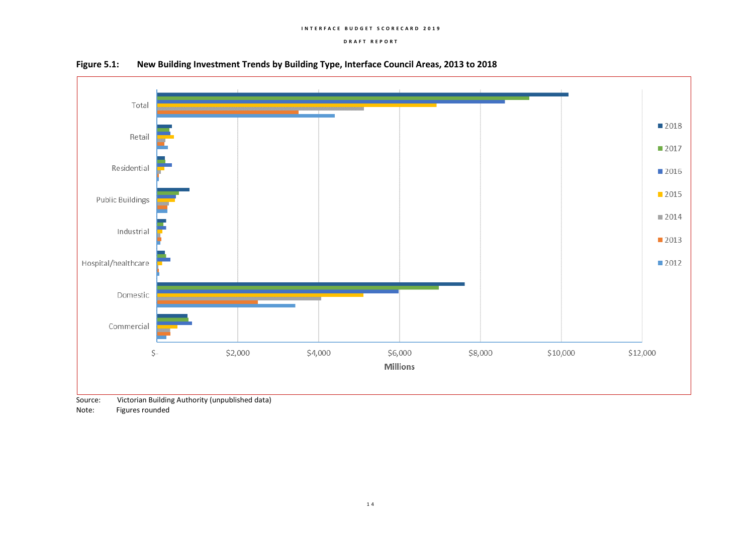**Figure 5.1: New Building Investment Trends by Building Type, Interface Council Areas, 2013 to 2018**

Total

Retail

Residential

Public Buildings

Industrial

Hospital/healthcare

Domestic

Commercial

$-

$2,000

$4,000

$6,000

$8,000

$10,000

$12,000

Millions

2018

2017

2016

2015

2014

2013

2012

Source: Victorian Building Authority (unpublished data)

Note: Figures rounded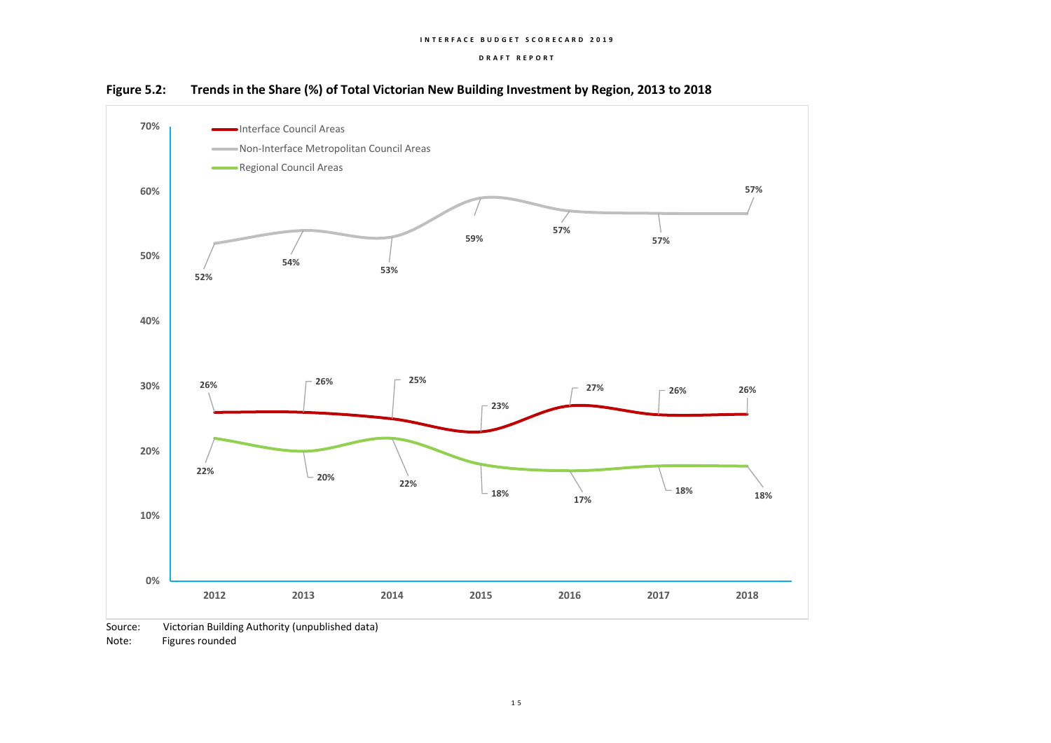**Figure 5.2: Trends in the Share (%) of Total Victorian New Building Investment by Region, 2013 to 2018**

70%
60%
50%
40%
30%
20%
10%
0%

Interface Council Areas
Non-Interface Metropolitan Council Areas
Regional Council Areas

52%
54%
53%
59%
57%
57%
57%

26%
26%
25%
23%
27%
26%
26%

22%
20%
22%
18%
17%
18%
18%

2012
2013
2014
2015
2016
2017
2018

Source: Victorian Building Authority (unpublished data)
Note: Figures rounded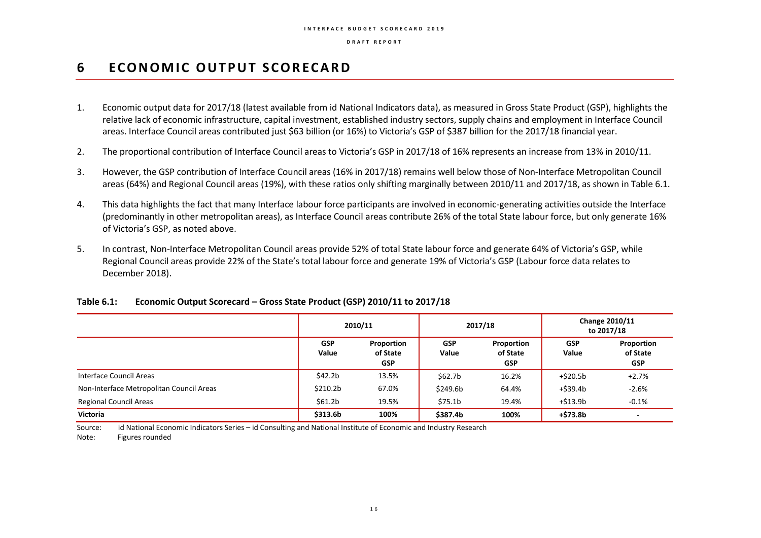# 6 ECONOMIC OUTPUT SCORECARD

1. Economic output data for 2017/18 (latest available from id National Indicators data), as measured in Gross State Product (GSP), highlights the relative lack of economic infrastructure, capital investment, established industry sectors, supply chains and employment in Interface Council areas. Interface Council areas contributed just $63 billion (or 16%) to Victoria's GSP of $387 billion for the 2017/18 financial year.

2. The proportional contribution of Interface Council areas to Victoria's GSP in 2017/18 of 16% represents an increase from 13% in 2010/11.

3. However, the GSP contribution of Interface Council areas (16% in 2017/18) remains well below those of Non-Interface Metropolitan Council areas (64%) and Regional Council areas (19%), with these ratios only shifting marginally between 2010/11 and 2017/18, as shown in Table 6.1.

4. This data highlights the fact that many Interface labour force participants are involved in economic-generating activities outside the Interface (predominantly in other metropolitan areas), as Interface Council areas contribute 26% of the total State labour force, but only generate 16% of Victoria's GSP, as noted above.

5. In contrast, Non-Interface Metropolitan Council areas provide 52% of total State labour force and generate 64% of Victoria's GSP, while Regional Council areas provide 22% of the State's total labour force and generate 19% of Victoria's GSP (Labour force data relates to December 2018).

**Table 6.1: Economic Output Scorecard – Gross State Product (GSP) 2010/11 to 2017/18**

| | 2010/11 | | 2017/18 | | Change 2010/11 to 2017/18 | |
|---|---|---|---|---|---|---|
| | GSP Value | Proportion of State GSP | GSP Value | Proportion of State GSP | GSP Value | Proportion of State GSP |
| Interface Council Areas | $42.2b | 13.5% | $62.7b | 16.2% | +$20.5b | +2.7% |
| Non-Interface Metropolitan Council Areas | $210.2b | 67.0% | $249.6b | 64.4% | +$39.4b | -2.6% |
| Regional Council Areas | $61.2b | 19.5% | $75.1b | 19.4% | +$13.9b | -0.1% |
| **Victoria** | **$313.6b** | **100%** | **$387.4b** | **100%** | **+$73.8b** | **-** |

Source: id National Economic Indicators Series – id Consulting and National Institute of Economic and Industry Research

Note: Figures rounded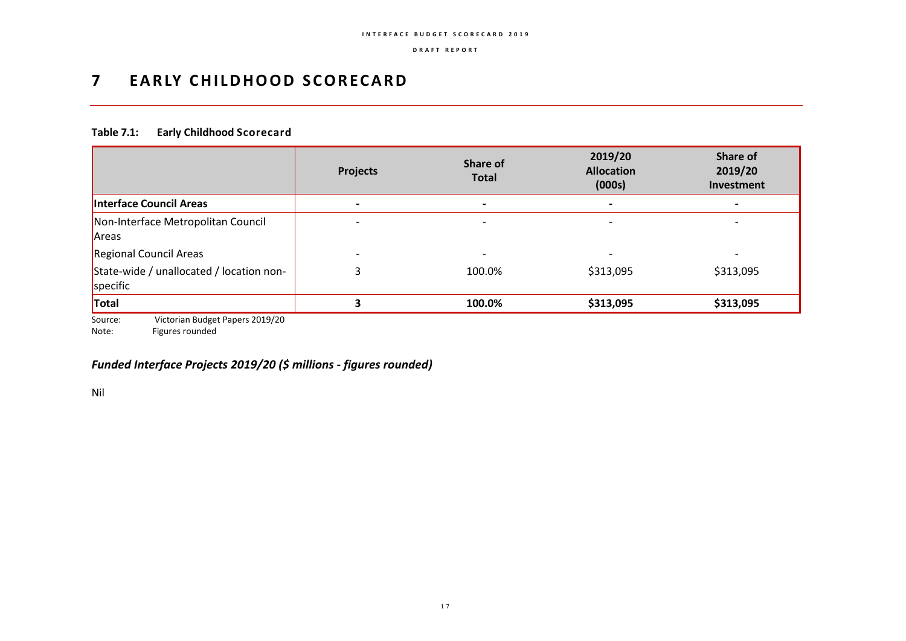# 7 EARLY CHILDHOOD SCORECARD

**Table 7.1: Early Childhood Scorecard**

| | Projects | Share of Total | 2019/20 Allocation (000s) | Share of 2019/20 Investment |
|---|---|---|---|---|
| **Interface Council Areas** | **-** | **-** | **-** | **-** |
| Non-Interface Metropolitan Council Areas | - | - | - | - |
| Regional Council Areas | - | - | - | - |
| State-wide / unallocated / location non-specific | 3 | 100.0% | $313,095 | $313,095 |
| **Total** | **3** | **100.0%** | **$313,095** | **$313,095** |

Source: Victorian Budget Papers 2019/20
Note: Figures rounded

### *Funded Interface Projects 2019/20 ($ millions - figures rounded)*

Nil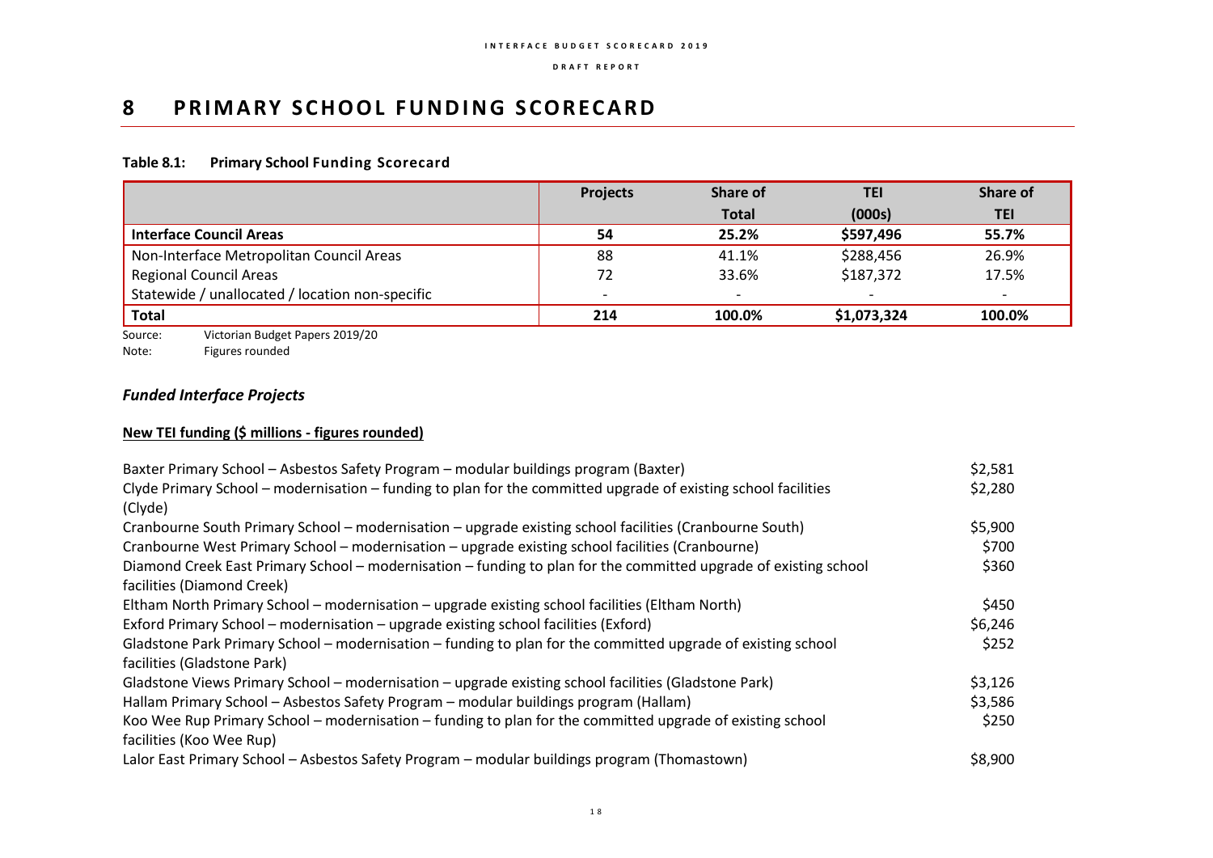# 8 PRIMARY SCHOOL FUNDING SCORECARD

**Table 8.1: Primary School Funding Scorecard**

| | Projects | Share of Total | TEI (000s) | Share of TEI |
|---|---|---|---|---|
| **Interface Council Areas** | **54** | **25.2%** | **$597,496** | **55.7%** |
| Non-Interface Metropolitan Council Areas | 88 | 41.1% | $288,456 | 26.9% |
| Regional Council Areas | 72 | 33.6% | $187,372 | 17.5% |
| Statewide / unallocated / location non-specific | - | - | - | - |
| **Total** | **214** | **100.0%** | **$1,073,324** | **100.0%** |

Source: Victorian Budget Papers 2019/20
Note: Figures rounded

### *Funded Interface Projects*

**New TEI funding ($ millions - figures rounded)**

| | |
|---|---|
| Baxter Primary School – Asbestos Safety Program – modular buildings program (Baxter) | $2,581 |
| Clyde Primary School – modernisation – funding to plan for the committed upgrade of existing school facilities (Clyde) | $2,280 |
| Cranbourne South Primary School – modernisation – upgrade existing school facilities (Cranbourne South) | $5,900 |
| Cranbourne West Primary School – modernisation – upgrade existing school facilities (Cranbourne) | $700 |
| Diamond Creek East Primary School – modernisation – funding to plan for the committed upgrade of existing school facilities (Diamond Creek) | $360 |
| Eltham North Primary School – modernisation – upgrade existing school facilities (Eltham North) | $450 |
| Exford Primary School – modernisation – upgrade existing school facilities (Exford) | $6,246 |
| Gladstone Park Primary School – modernisation – funding to plan for the committed upgrade of existing school facilities (Gladstone Park) | $252 |
| Gladstone Views Primary School – modernisation – upgrade existing school facilities (Gladstone Park) | $3,126 |
| Hallam Primary School – Asbestos Safety Program – modular buildings program (Hallam) | $3,586 |
| Koo Wee Rup Primary School – modernisation – funding to plan for the committed upgrade of existing school facilities (Koo Wee Rup) | $250 |
| Lalor East Primary School – Asbestos Safety Program – modular buildings program (Thomastown) | $8,900 |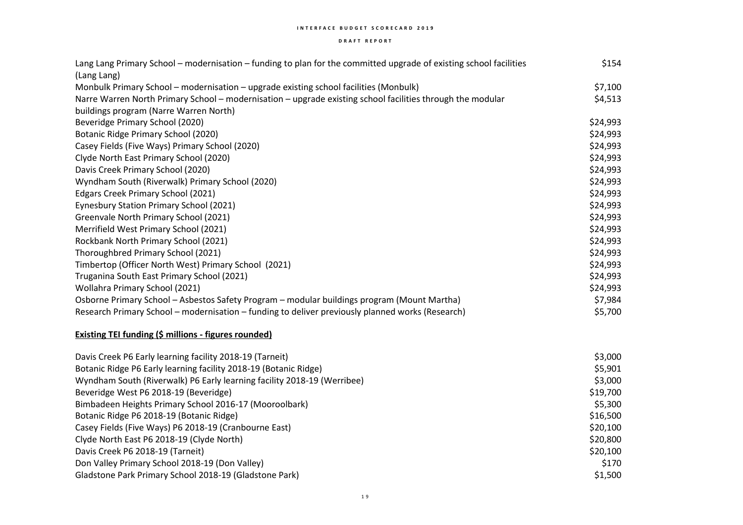| | |
|---|---|
| Lang Lang Primary School – modernisation – funding to plan for the committed upgrade of existing school facilities (Lang Lang) | $154 |
| Monbulk Primary School – modernisation – upgrade existing school facilities (Monbulk) | $7,100 |
| Narre Warren North Primary School – modernisation – upgrade existing school facilities through the modular buildings program (Narre Warren North) | $4,513 |
| Beveridge Primary School (2020) | $24,993 |
| Botanic Ridge Primary School (2020) | $24,993 |
| Casey Fields (Five Ways) Primary School (2020) | $24,993 |
| Clyde North East Primary School (2020) | $24,993 |
| Davis Creek Primary School (2020) | $24,993 |
| Wyndham South (Riverwalk) Primary School (2020) | $24,993 |
| Edgars Creek Primary School (2021) | $24,993 |
| Eynesbury Station Primary School (2021) | $24,993 |
| Greenvale North Primary School (2021) | $24,993 |
| Merrifield West Primary School (2021) | $24,993 |
| Rockbank North Primary School (2021) | $24,993 |
| Thoroughbred Primary School (2021) | $24,993 |
| Timbertop (Officer North West) Primary School (2021) | $24,993 |
| Truganina South East Primary School (2021) | $24,993 |
| Wollahra Primary School (2021) | $24,993 |
| Osborne Primary School – Asbestos Safety Program – modular buildings program (Mount Martha) | $7,984 |
| Research Primary School – modernisation – funding to deliver previously planned works (Research) | $5,700 |

**Existing TEI funding ($ millions - figures rounded)**

| | |
|---|---|
| Davis Creek P6 Early learning facility 2018-19 (Tarneit) | $3,000 |
| Botanic Ridge P6 Early learning facility 2018-19 (Botanic Ridge) | $5,901 |
| Wyndham South (Riverwalk) P6 Early learning facility 2018-19 (Werribee) | $3,000 |
| Beveridge West P6 2018-19 (Beveridge) | $19,700 |
| Bimbadeen Heights Primary School 2016-17 (Mooroolbark) | $5,300 |
| Botanic Ridge P6 2018-19 (Botanic Ridge) | $16,500 |
| Casey Fields (Five Ways) P6 2018-19 (Cranbourne East) | $20,100 |
| Clyde North East P6 2018-19 (Clyde North) | $20,800 |
| Davis Creek P6 2018-19 (Tarneit) | $20,100 |
| Don Valley Primary School 2018-19 (Don Valley) | $170 |
| Gladstone Park Primary School 2018-19 (Gladstone Park) | $1,500 |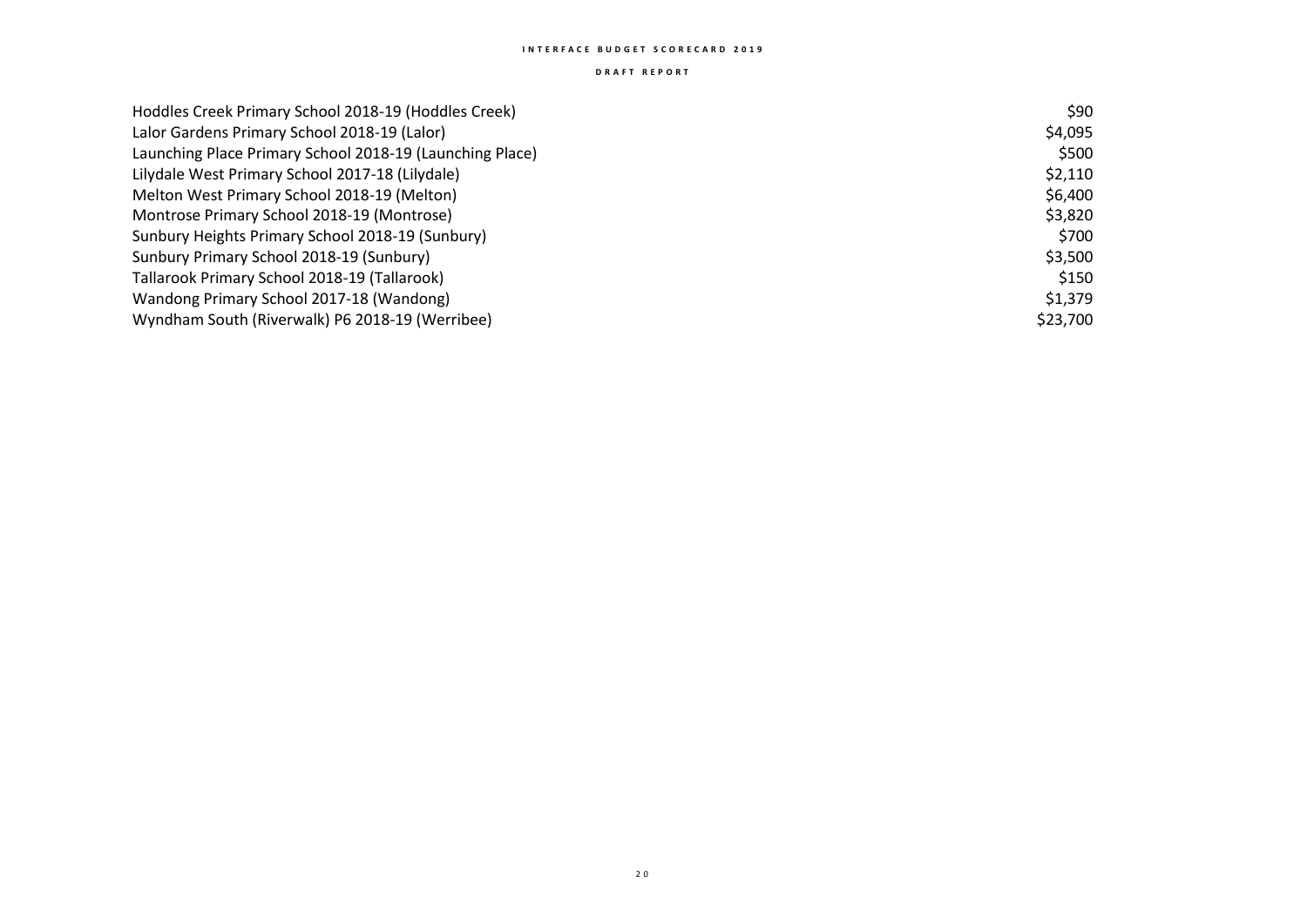| | |
|---|---|
| Hoddles Creek Primary School 2018-19 (Hoddles Creek) | $90 |
| Lalor Gardens Primary School 2018-19 (Lalor) | $4,095 |
| Launching Place Primary School 2018-19 (Launching Place) | $500 |
| Lilydale West Primary School 2017-18 (Lilydale) | $2,110 |
| Melton West Primary School 2018-19 (Melton) | $6,400 |
| Montrose Primary School 2018-19 (Montrose) | $3,820 |
| Sunbury Heights Primary School 2018-19 (Sunbury) | $700 |
| Sunbury Primary School 2018-19 (Sunbury) | $3,500 |
| Tallarook Primary School 2018-19 (Tallarook) | $150 |
| Wandong Primary School 2017-18 (Wandong) | $1,379 |
| Wyndham South (Riverwalk) P6 2018-19 (Werribee) | $23,700 |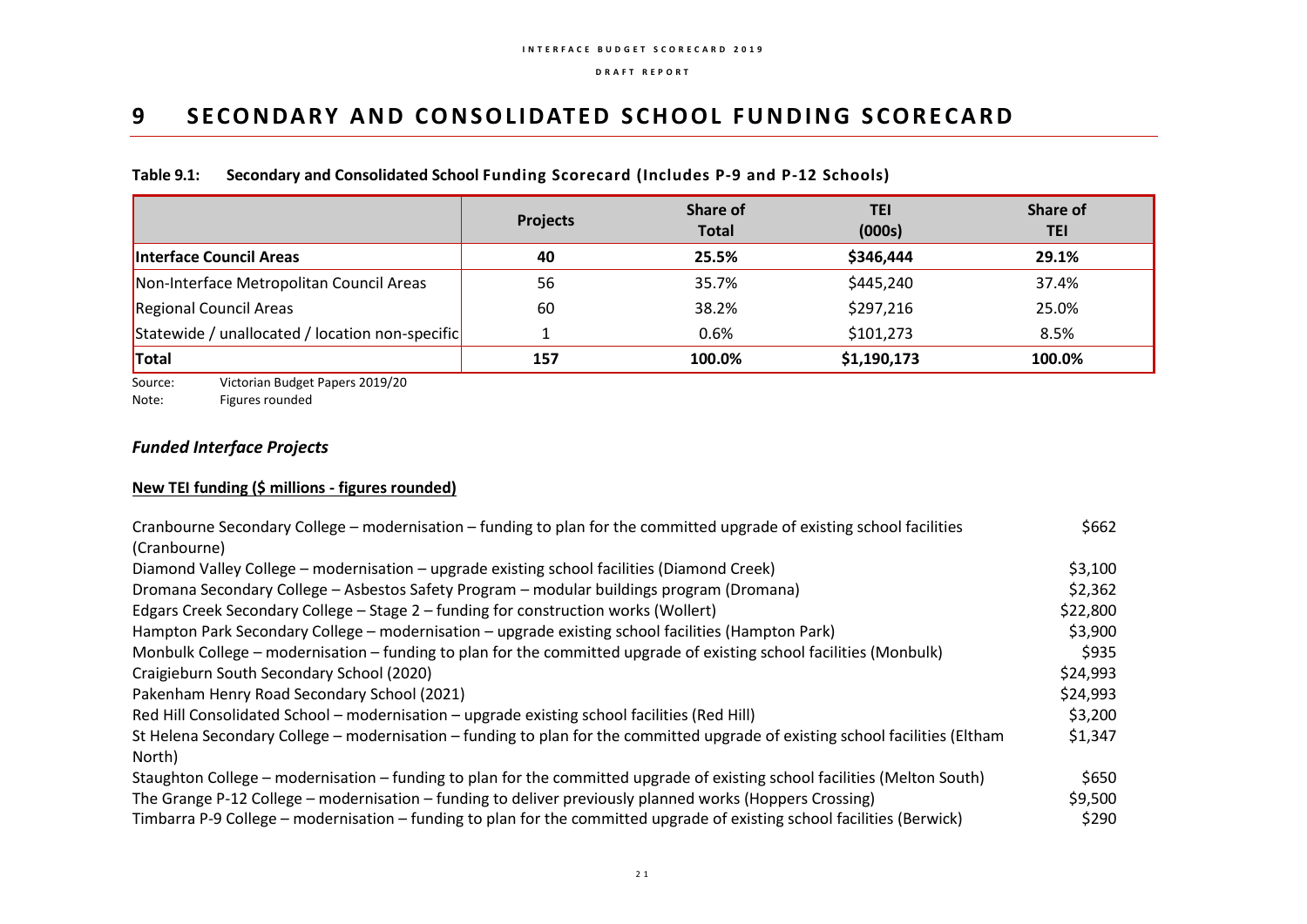# 9 SECONDARY AND CONSOLIDATED SCHOOL FUNDING SCORECARD

**Table 9.1: Secondary and Consolidated School Funding Scorecard (Includes P-9 and P-12 Schools)**

| | Projects | Share of Total | TEI (000s) | Share of TEI |
|---|---|---|---|---|
| **Interface Council Areas** | **40** | **25.5%** | **$346,444** | **29.1%** |
| Non-Interface Metropolitan Council Areas | 56 | 35.7% | $445,240 | 37.4% |
| Regional Council Areas | 60 | 38.2% | $297,216 | 25.0% |
| Statewide / unallocated / location non-specific | 1 | 0.6% | $101,273 | 8.5% |
| **Total** | **157** | **100.0%** | **$1,190,173** | **100.0%** |

Source: Victorian Budget Papers 2019/20
Note: Figures rounded

### *Funded Interface Projects*

**New TEI funding ($ millions - figures rounded)**

| | |
|---|---|
| Cranbourne Secondary College – modernisation – funding to plan for the committed upgrade of existing school facilities (Cranbourne) | $662 |
| Diamond Valley College – modernisation – upgrade existing school facilities (Diamond Creek) | $3,100 |
| Dromana Secondary College – Asbestos Safety Program – modular buildings program (Dromana) | $2,362 |
| Edgars Creek Secondary College – Stage 2 – funding for construction works (Wollert) | $22,800 |
| Hampton Park Secondary College – modernisation – upgrade existing school facilities (Hampton Park) | $3,900 |
| Monbulk College – modernisation – funding to plan for the committed upgrade of existing school facilities (Monbulk) | $935 |
| Craigieburn South Secondary School (2020) | $24,993 |
| Pakenham Henry Road Secondary School (2021) | $24,993 |
| Red Hill Consolidated School – modernisation – upgrade existing school facilities (Red Hill) | $3,200 |
| St Helena Secondary College – modernisation – funding to plan for the committed upgrade of existing school facilities (Eltham North) | $1,347 |
| Staughton College – modernisation – funding to plan for the committed upgrade of existing school facilities (Melton South) | $650 |
| The Grange P-12 College – modernisation – funding to deliver previously planned works (Hoppers Crossing) | $9,500 |
| Timbarra P-9 College – modernisation – funding to plan for the committed upgrade of existing school facilities (Berwick) | $290 |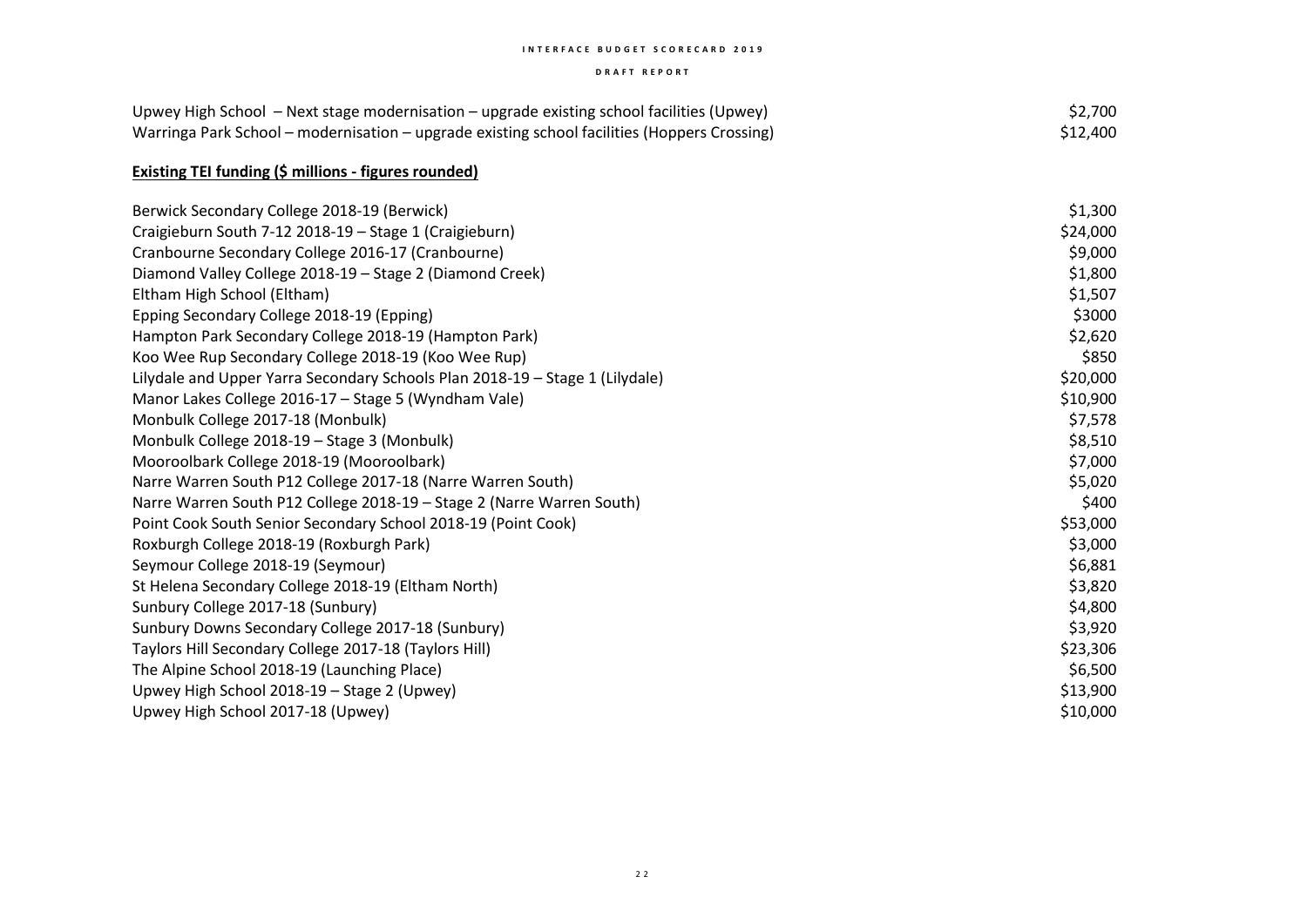| | |
|---|---|
| Upwey High School – Next stage modernisation – upgrade existing school facilities (Upwey) | $2,700 |
| Warringa Park School – modernisation – upgrade existing school facilities (Hoppers Crossing) | $12,400 |

**Existing TEI funding ($ millions - figures rounded)**

| | |
|---|---|
| Berwick Secondary College 2018-19 (Berwick) | $1,300 |
| Craigieburn South 7-12 2018-19 – Stage 1 (Craigieburn) | $24,000 |
| Cranbourne Secondary College 2016-17 (Cranbourne) | $9,000 |
| Diamond Valley College 2018-19 – Stage 2 (Diamond Creek) | $1,800 |
| Eltham High School (Eltham) | $1,507 |
| Epping Secondary College 2018-19 (Epping) | $3000 |
| Hampton Park Secondary College 2018-19 (Hampton Park) | $2,620 |
| Koo Wee Rup Secondary College 2018-19 (Koo Wee Rup) | $850 |
| Lilydale and Upper Yarra Secondary Schools Plan 2018-19 – Stage 1 (Lilydale) | $20,000 |
| Manor Lakes College 2016-17 – Stage 5 (Wyndham Vale) | $10,900 |
| Monbulk College 2017-18 (Monbulk) | $7,578 |
| Monbulk College 2018-19 – Stage 3 (Monbulk) | $8,510 |
| Mooroolbark College 2018-19 (Mooroolbark) | $7,000 |
| Narre Warren South P12 College 2017-18 (Narre Warren South) | $5,020 |
| Narre Warren South P12 College 2018-19 – Stage 2 (Narre Warren South) | $400 |
| Point Cook South Senior Secondary School 2018-19 (Point Cook) | $53,000 |
| Roxburgh College 2018-19 (Roxburgh Park) | $3,000 |
| Seymour College 2018-19 (Seymour) | $6,881 |
| St Helena Secondary College 2018-19 (Eltham North) | $3,820 |
| Sunbury College 2017-18 (Sunbury) | $4,800 |
| Sunbury Downs Secondary College 2017-18 (Sunbury) | $3,920 |
| Taylors Hill Secondary College 2017-18 (Taylors Hill) | $23,306 |
| The Alpine School 2018-19 (Launching Place) | $6,500 |
| Upwey High School 2018-19 – Stage 2 (Upwey) | $13,900 |
| Upwey High School 2017-18 (Upwey) | $10,000 |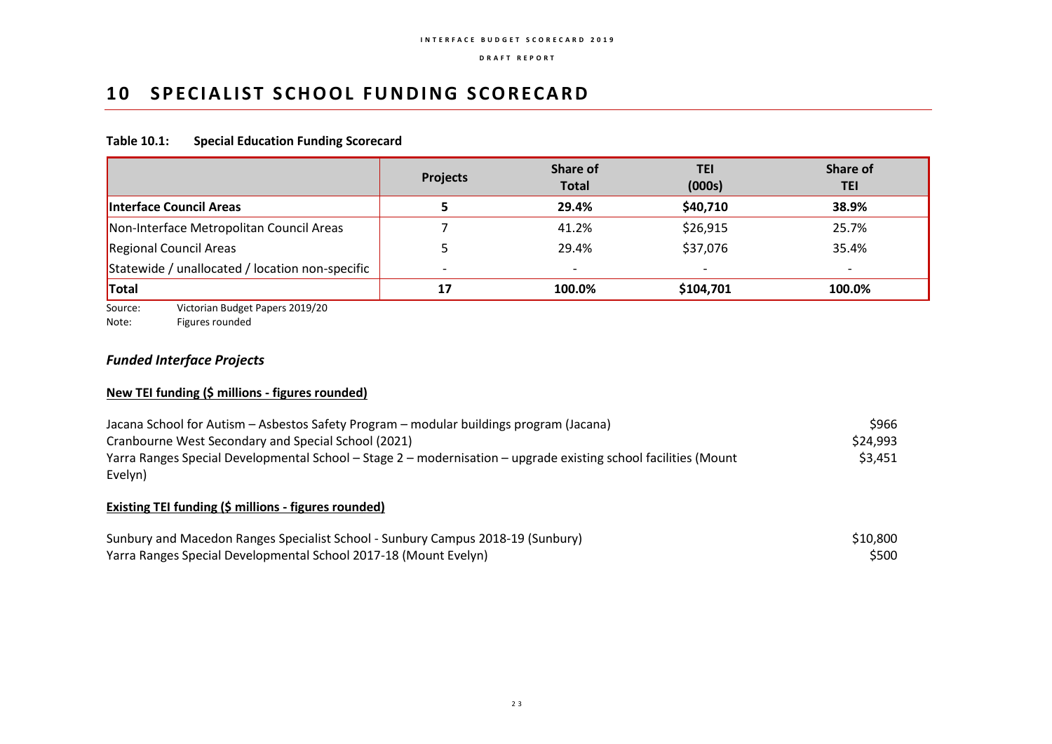# 10 SPECIALIST SCHOOL FUNDING SCORECARD

**Table 10.1: Special Education Funding Scorecard**

| | Projects | Share of Total | TEI (000s) | Share of TEI |
|---|---|---|---|---|
| **Interface Council Areas** | **5** | **29.4%** | **$40,710** | **38.9%** |
| Non-Interface Metropolitan Council Areas | 7 | 41.2% | $26,915 | 25.7% |
| Regional Council Areas | 5 | 29.4% | $37,076 | 35.4% |
| Statewide / unallocated / location non-specific | - | - | - | - |
| **Total** | **17** | **100.0%** | **$104,701** | **100.0%** |

Source: Victorian Budget Papers 2019/20
Note: Figures rounded

### *Funded Interface Projects*

**New TEI funding ($ millions - figures rounded)**

| | |
|---|---|
| Jacana School for Autism – Asbestos Safety Program – modular buildings program (Jacana) | $966 |
| Cranbourne West Secondary and Special School (2021) | $24,993 |
| Yarra Ranges Special Developmental School – Stage 2 – modernisation – upgrade existing school facilities (Mount Evelyn) | $3,451 |

**Existing TEI funding ($ millions - figures rounded)**

| | |
|---|---|
| Sunbury and Macedon Ranges Specialist School - Sunbury Campus 2018-19 (Sunbury) | $10,800 |
| Yarra Ranges Special Developmental School 2017-18 (Mount Evelyn) | $500 |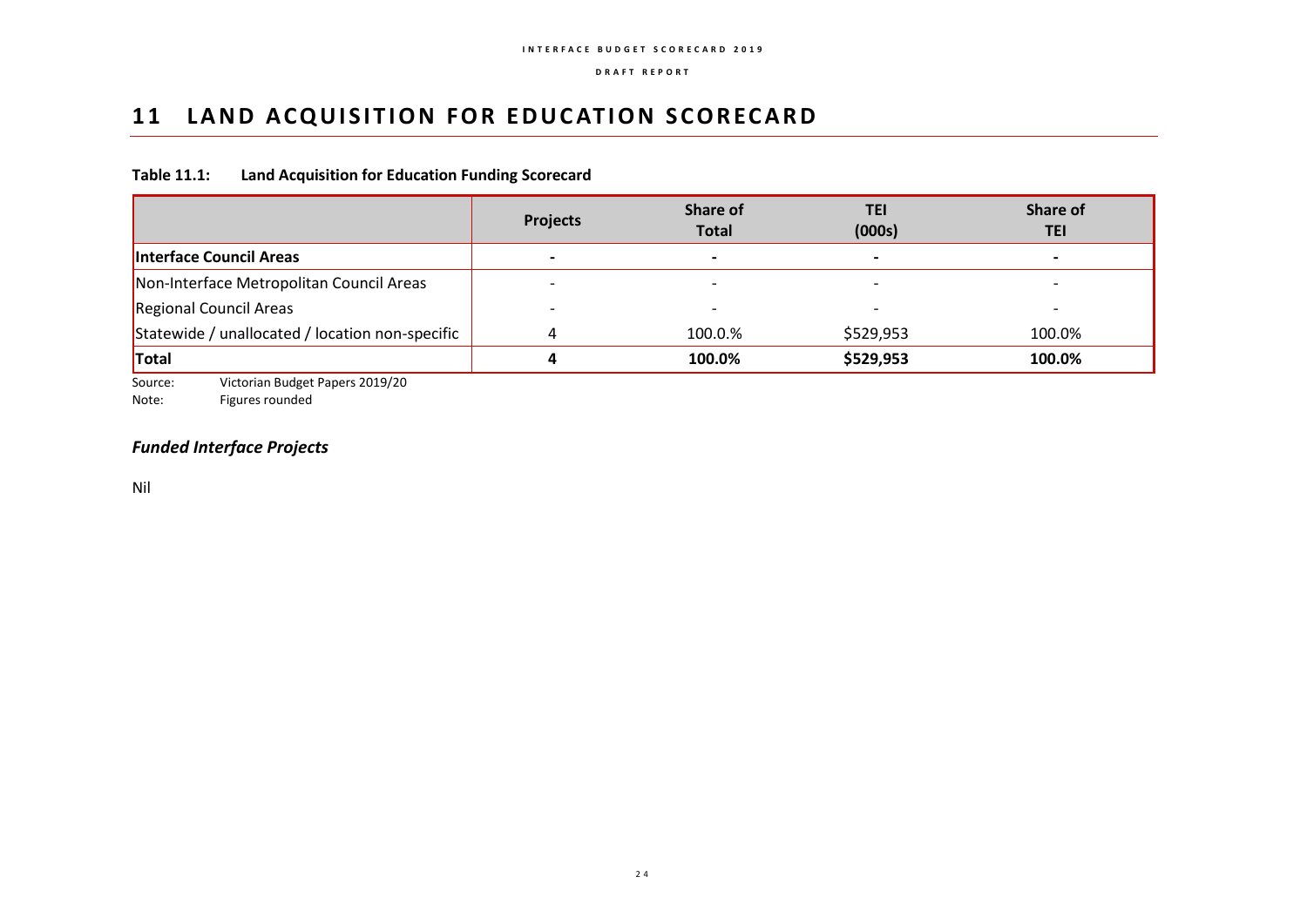# 11 LAND ACQUISITION FOR EDUCATION SCORECARD

**Table 11.1: Land Acquisition for Education Funding Scorecard**

| | Projects | Share of Total | TEI (000s) | Share of TEI |
|---|---|---|---|---|
| **Interface Council Areas** | **-** | **-** | **-** | **-** |
| Non-Interface Metropolitan Council Areas | - | - | - | - |
| Regional Council Areas | - | - | - | - |
| Statewide / unallocated / location non-specific | 4 | 100.0.% | $529,953 | 100.0% |
| **Total** | **4** | **100.0%** | **$529,953** | **100.0%** |

Source: Victorian Budget Papers 2019/20
Note: Figures rounded

### *Funded Interface Projects*

Nil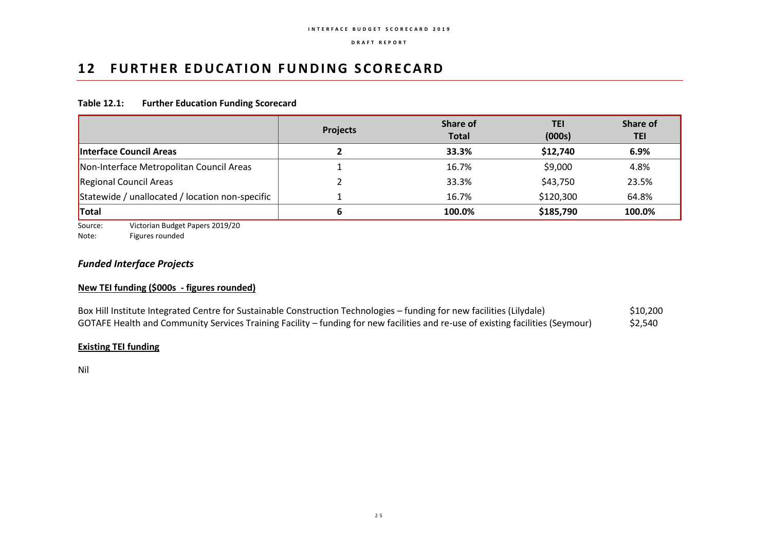# 12 FURTHER EDUCATION FUNDING SCORECARD

**Table 12.1: Further Education Funding Scorecard**

| | Projects | Share of Total | TEI (000s) | Share of TEI |
|---|---|---|---|---|
| **Interface Council Areas** | **2** | **33.3%** | **$12,740** | **6.9%** |
| Non-Interface Metropolitan Council Areas | 1 | 16.7% | $9,000 | 4.8% |
| Regional Council Areas | 2 | 33.3% | $43,750 | 23.5% |
| Statewide / unallocated / location non-specific | 1 | 16.7% | $120,300 | 64.8% |
| **Total** | **6** | **100.0%** | **$185,790** | **100.0%** |

Source: Victorian Budget Papers 2019/20
Note: Figures rounded

### *Funded Interface Projects*

**New TEI funding ($000s - figures rounded)**

| | |
|---|---|
| Box Hill Institute Integrated Centre for Sustainable Construction Technologies – funding for new facilities (Lilydale) | $10,200 |
| GOTAFE Health and Community Services Training Facility – funding for new facilities and re-use of existing facilities (Seymour) | $2,540 |

**Existing TEI funding**

Nil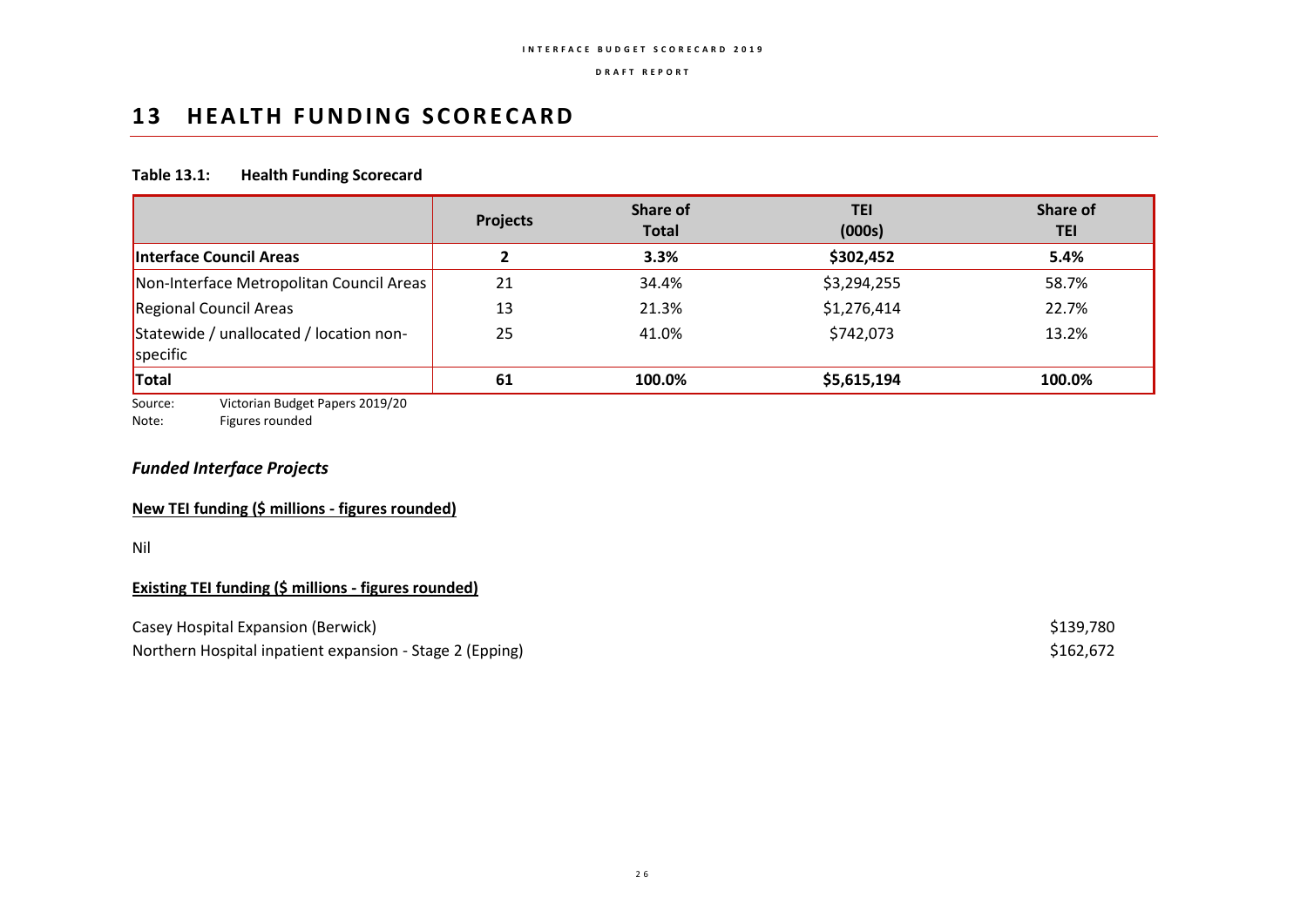# 13 HEALTH FUNDING SCORECARD

**Table 13.1: Health Funding Scorecard**

| | Projects | Share of Total | TEI (000s) | Share of TEI |
|---|---|---|---|---|
| **Interface Council Areas** | **2** | **3.3%** | **$302,452** | **5.4%** |
| Non-Interface Metropolitan Council Areas | 21 | 34.4% | $3,294,255 | 58.7% |
| Regional Council Areas | 13 | 21.3% | $1,276,414 | 22.7% |
| Statewide / unallocated / location non-specific | 25 | 41.0% | $742,073 | 13.2% |
| **Total** | **61** | **100.0%** | **$5,615,194** | **100.0%** |

Source: Victorian Budget Papers 2019/20
Note: Figures rounded

### *Funded Interface Projects*

**New TEI funding ($ millions - figures rounded)**

Nil

**Existing TEI funding ($ millions - figures rounded)**

Casey Hospital Expansion (Berwick) $139,780
Northern Hospital inpatient expansion - Stage 2 (Epping) $162,672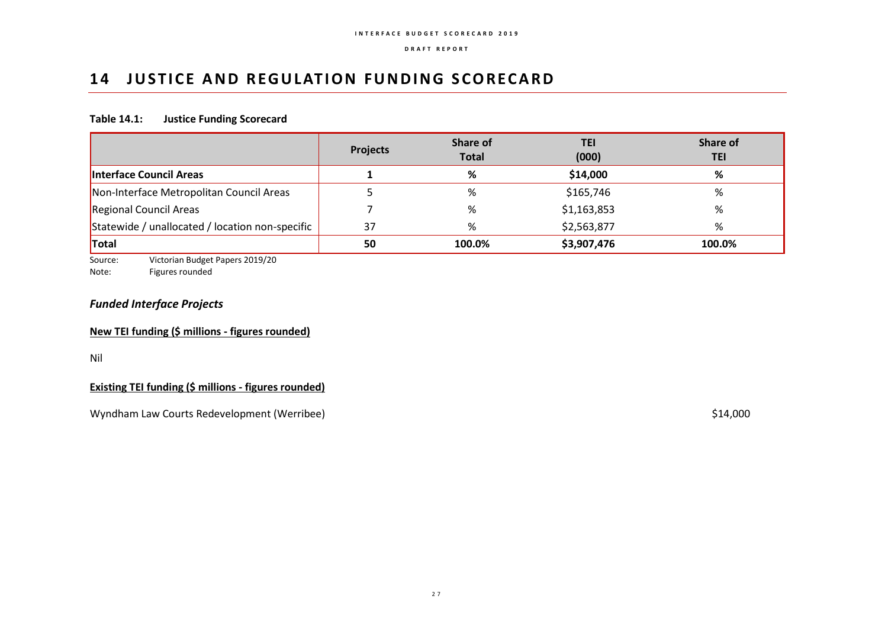# 14 JUSTICE AND REGULATION FUNDING SCORECARD

**Table 14.1: Justice Funding Scorecard**

| | Projects | Share of Total | TEI (000) | Share of TEI |
|---|---|---|---|---|
| **Interface Council Areas** | **1** | **%** | **$14,000** | **%** |
| Non-Interface Metropolitan Council Areas | 5 | % | $165,746 | % |
| Regional Council Areas | 7 | % | $1,163,853 | % |
| Statewide / unallocated / location non-specific | 37 | % | $2,563,877 | % |
| **Total** | **50** | **100.0%** | **$3,907,476** | **100.0%** |

Source: Victorian Budget Papers 2019/20
Note: Figures rounded

### *Funded Interface Projects*

**New TEI funding ($ millions - figures rounded)**

Nil

**Existing TEI funding ($ millions - figures rounded)**

Wyndham Law Courts Redevelopment (Werribee) $14,000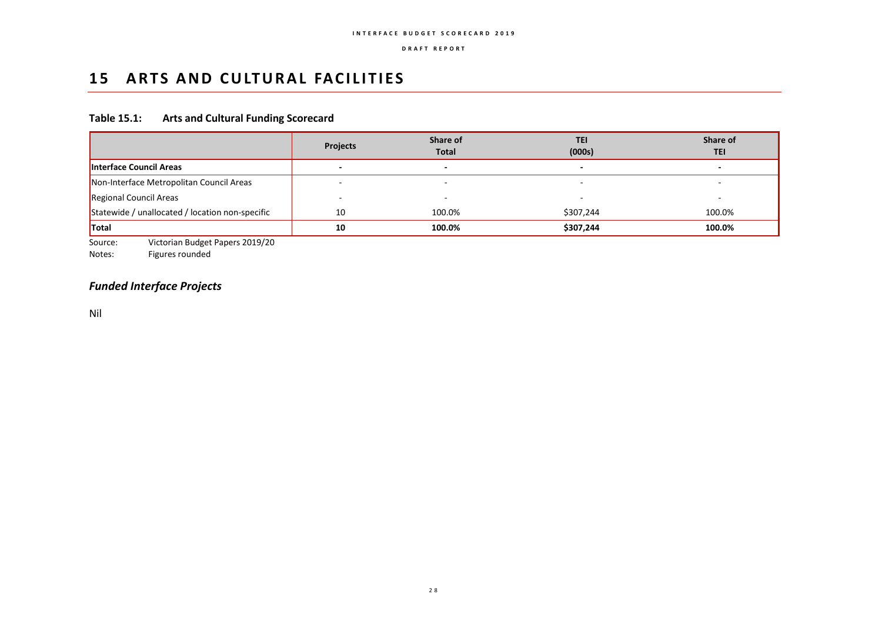# 15 ARTS AND CULTURAL FACILITIES

**Table 15.1: Arts and Cultural Funding Scorecard**

| | Projects | Share of Total | TEI (000s) | Share of TEI |
|---|---|---|---|---|
| **Interface Council Areas** | **-** | **-** | **-** | **-** |
| Non-Interface Metropolitan Council Areas | - | - | - | - |
| Regional Council Areas | - | - | - | - |
| Statewide / unallocated / location non-specific | 10 | 100.0% | $307,244 | 100.0% |
| **Total** | **10** | **100.0%** | **$307,244** | **100.0%** |

Source: Victorian Budget Papers 2019/20
Notes: Figures rounded

## *Funded Interface Projects*

Nil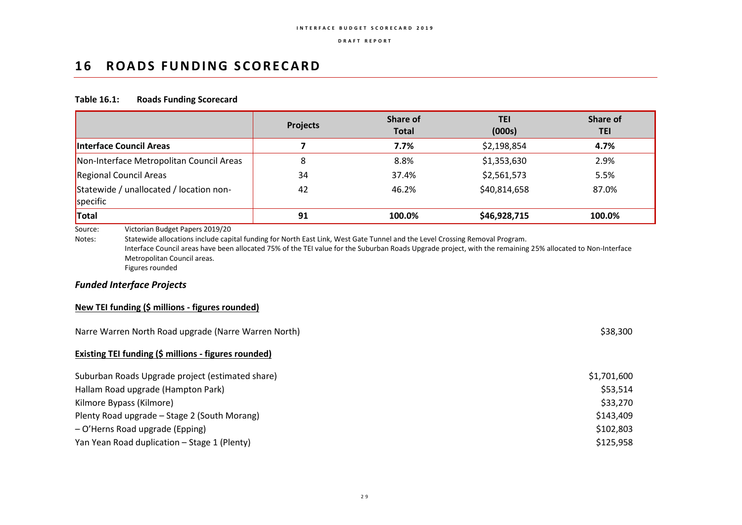# 16 ROADS FUNDING SCORECARD

**Table 16.1: Roads Funding Scorecard**

| | Projects | Share of Total | TEI (000s) | Share of TEI |
|---|---|---|---|---|
| **Interface Council Areas** | **7** | **7.7%** | $2,198,854 | **4.7%** |
| Non-Interface Metropolitan Council Areas | 8 | 8.8% | $1,353,630 | 2.9% |
| Regional Council Areas | 34 | 37.4% | $2,561,573 | 5.5% |
| Statewide / unallocated / location non-specific | 42 | 46.2% | $40,814,658 | 87.0% |
| **Total** | **91** | **100.0%** | **$46,928,715** | **100.0%** |

Source: Victorian Budget Papers 2019/20

Notes: Statewide allocations include capital funding for North East Link, West Gate Tunnel and the Level Crossing Removal Program.
Interface Council areas have been allocated 75% of the TEI value for the Suburban Roads Upgrade project, with the remaining 25% allocated to Non-Interface Metropolitan Council areas.
Figures rounded

### *Funded Interface Projects*

**New TEI funding ($ millions - figures rounded)**

| | |
|---|---|
| Narre Warren North Road upgrade (Narre Warren North) | $38,300 |

**Existing TEI funding ($ millions - figures rounded)**

| | |
|---|---|
| Suburban Roads Upgrade project (estimated share) | $1,701,600 |
| Hallam Road upgrade (Hampton Park) | $53,514 |
| Kilmore Bypass (Kilmore) | $33,270 |
| Plenty Road upgrade – Stage 2 (South Morang) | $143,409 |
| – O'Herns Road upgrade (Epping) | $102,803 |
| Yan Yean Road duplication – Stage 1 (Plenty) | $125,958 |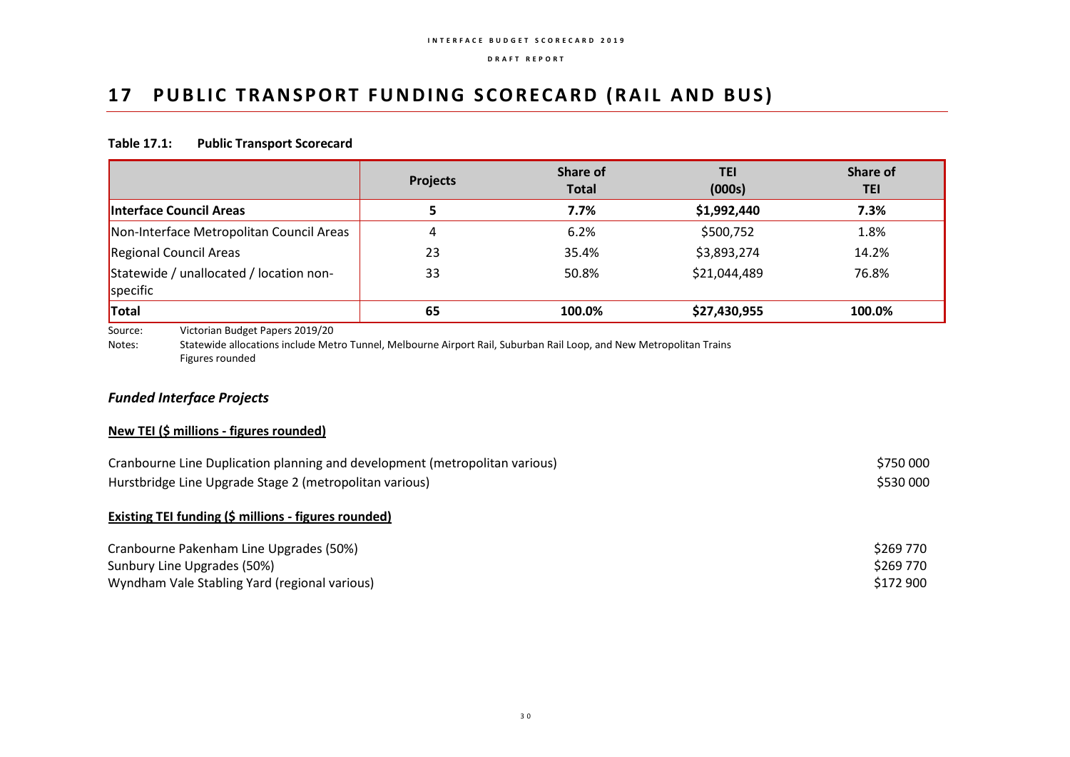# 17 PUBLIC TRANSPORT FUNDING SCORECARD (RAIL AND BUS)

**Table 17.1: Public Transport Scorecard**

| | Projects | Share of Total | TEI (000s) | Share of TEI |
|---|---|---|---|---|
| **Interface Council Areas** | **5** | **7.7%** | **$1,992,440** | **7.3%** |
| Non-Interface Metropolitan Council Areas | 4 | 6.2% | $500,752 | 1.8% |
| Regional Council Areas | 23 | 35.4% | $3,893,274 | 14.2% |
| Statewide / unallocated / location non-specific | 33 | 50.8% | $21,044,489 | 76.8% |
| **Total** | **65** | **100.0%** | **$27,430,955** | **100.0%** |

Source: Victorian Budget Papers 2019/20

Notes: Statewide allocations include Metro Tunnel, Melbourne Airport Rail, Suburban Rail Loop, and New Metropolitan Trains
Figures rounded

## *Funded Interface Projects*

**New TEI ($ millions - figures rounded)**

| | |
|---|---|
| Cranbourne Line Duplication planning and development (metropolitan various) | $750 000 |
| Hurstbridge Line Upgrade Stage 2 (metropolitan various) | $530 000 |

**Existing TEI funding ($ millions - figures rounded)**

| | |
|---|---|
| Cranbourne Pakenham Line Upgrades (50%) | $269 770 |
| Sunbury Line Upgrades (50%) | $269 770 |
| Wyndham Vale Stabling Yard (regional various) | $172 900 |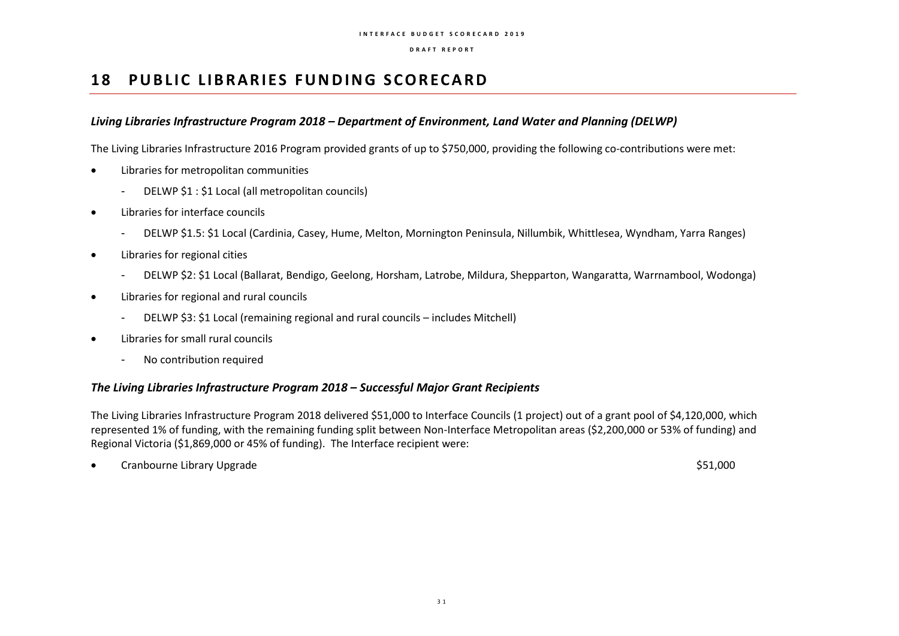# 18 PUBLIC LIBRARIES FUNDING SCORECARD

### *Living Libraries Infrastructure Program 2018 – Department of Environment, Land Water and Planning (DELWP)*

The Living Libraries Infrastructure 2016 Program provided grants of up to $750,000, providing the following co-contributions were met:

- Libraries for metropolitan communities
  - DELWP $1 : $1 Local (all metropolitan councils)
- Libraries for interface councils
  - DELWP $1.5: $1 Local (Cardinia, Casey, Hume, Melton, Mornington Peninsula, Nillumbik, Whittlesea, Wyndham, Yarra Ranges)
- Libraries for regional cities
  - DELWP $2: $1 Local (Ballarat, Bendigo, Geelong, Horsham, Latrobe, Mildura, Shepparton, Wangaratta, Warrnambool, Wodonga)
- Libraries for regional and rural councils
  - DELWP $3: $1 Local (remaining regional and rural councils – includes Mitchell)
- Libraries for small rural councils
  - No contribution required

### *The Living Libraries Infrastructure Program 2018 – Successful Major Grant Recipients*

The Living Libraries Infrastructure Program 2018 delivered $51,000 to Interface Councils (1 project) out of a grant pool of $4,120,000, which represented 1% of funding, with the remaining funding split between Non-Interface Metropolitan areas ($2,200,000 or 53% of funding) and Regional Victoria ($1,869,000 or 45% of funding). The Interface recipient were:

- Cranbourne Library Upgrade $51,000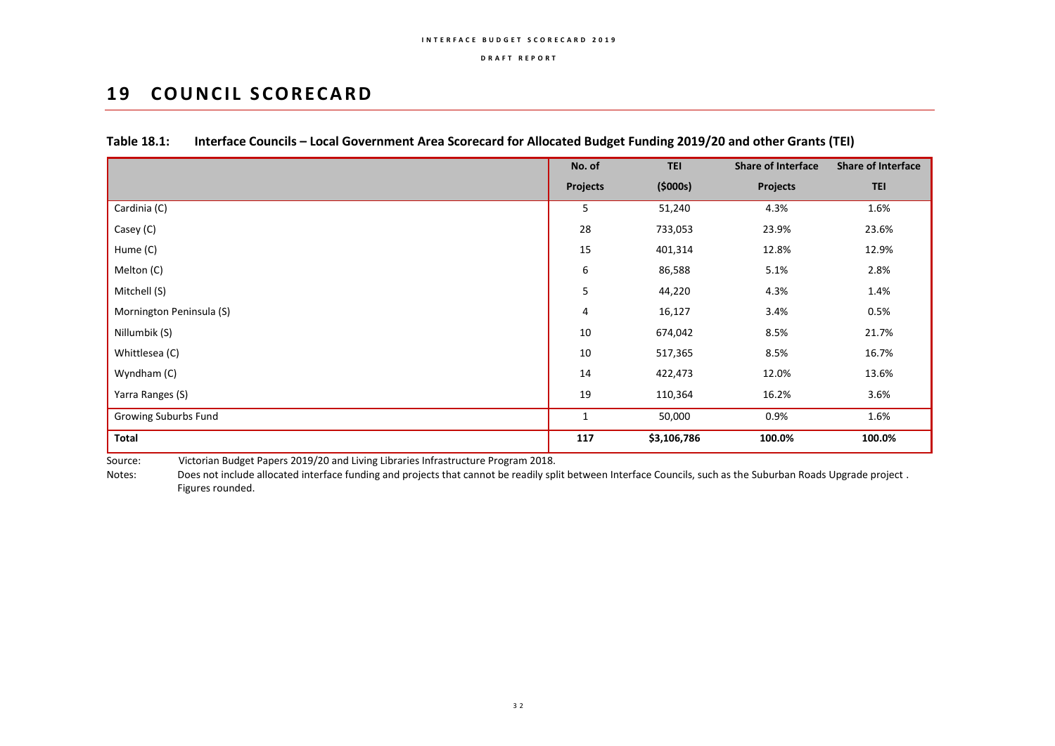# 19 COUNCIL SCORECARD

**Table 18.1: Interface Councils – Local Government Area Scorecard for Allocated Budget Funding 2019/20 and other Grants (TEI)**

| | No. of Projects | TEI ($000s) | Share of Interface Projects | Share of Interface TEI |
|---|---|---|---|---|
| Cardinia (C) | 5 | 51,240 | 4.3% | 1.6% |
| Casey (C) | 28 | 733,053 | 23.9% | 23.6% |
| Hume (C) | 15 | 401,314 | 12.8% | 12.9% |
| Melton (C) | 6 | 86,588 | 5.1% | 2.8% |
| Mitchell (S) | 5 | 44,220 | 4.3% | 1.4% |
| Mornington Peninsula (S) | 4 | 16,127 | 3.4% | 0.5% |
| Nillumbik (S) | 10 | 674,042 | 8.5% | 21.7% |
| Whittlesea (C) | 10 | 517,365 | 8.5% | 16.7% |
| Wyndham (C) | 14 | 422,473 | 12.0% | 13.6% |
| Yarra Ranges (S) | 19 | 110,364 | 16.2% | 3.6% |
| Growing Suburbs Fund | 1 | 50,000 | 0.9% | 1.6% |
| **Total** | **117** | **$3,106,786** | **100.0%** | **100.0%** |

Source: Victorian Budget Papers 2019/20 and Living Libraries Infrastructure Program 2018.

Notes: Does not include allocated interface funding and projects that cannot be readily split between Interface Councils, such as the Suburban Roads Upgrade project . Figures rounded.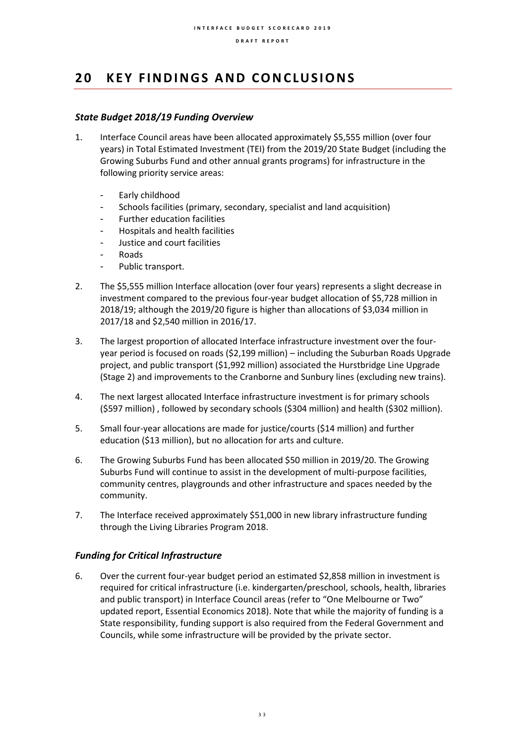# 20 KEY FINDINGS AND CONCLUSIONS

### *State Budget 2018/19 Funding Overview*

1. Interface Council areas have been allocated approximately $5,555 million (over four years) in Total Estimated Investment (TEI) from the 2019/20 State Budget (including the Growing Suburbs Fund and other annual grants programs) for infrastructure in the following priority service areas:

   - Early childhood
   - Schools facilities (primary, secondary, specialist and land acquisition)
   - Further education facilities
   - Hospitals and health facilities
   - Justice and court facilities
   - Roads
   - Public transport.

2. The $5,555 million Interface allocation (over four years) represents a slight decrease in investment compared to the previous four-year budget allocation of $5,728 million in 2018/19; although the 2019/20 figure is higher than allocations of $3,034 million in 2017/18 and $2,540 million in 2016/17.

3. The largest proportion of allocated Interface infrastructure investment over the four-year period is focused on roads ($2,199 million) – including the Suburban Roads Upgrade project, and public transport ($1,992 million) associated the Hurstbridge Line Upgrade (Stage 2) and improvements to the Cranborne and Sunbury lines (excluding new trains).

4. The next largest allocated Interface infrastructure investment is for primary schools ($597 million) , followed by secondary schools ($304 million) and health ($302 million).

5. Small four-year allocations are made for justice/courts ($14 million) and further education ($13 million), but no allocation for arts and culture.

6. The Growing Suburbs Fund has been allocated $50 million in 2019/20. The Growing Suburbs Fund will continue to assist in the development of multi-purpose facilities, community centres, playgrounds and other infrastructure and spaces needed by the community.

7. The Interface received approximately $51,000 in new library infrastructure funding through the Living Libraries Program 2018.

### *Funding for Critical Infrastructure*

6. Over the current four-year budget period an estimated $2,858 million in investment is required for critical infrastructure (i.e. kindergarten/preschool, schools, health, libraries and public transport) in Interface Council areas (refer to "One Melbourne or Two" updated report, Essential Economics 2018). Note that while the majority of funding is a State responsibility, funding support is also required from the Federal Government and Councils, while some infrastructure will be provided by the private sector.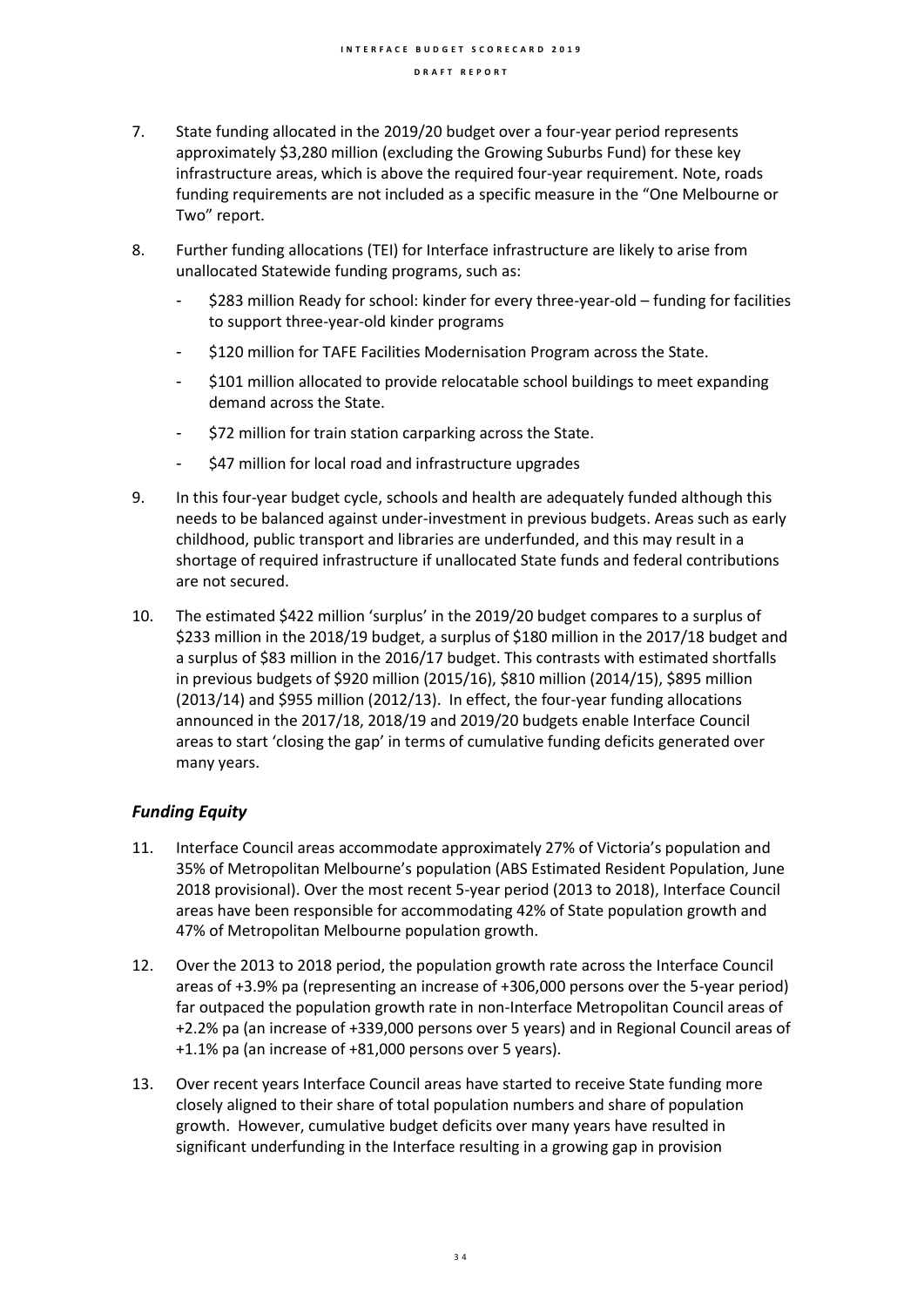7. State funding allocated in the 2019/20 budget over a four-year period represents approximately $3,280 million (excluding the Growing Suburbs Fund) for these key infrastructure areas, which is above the required four-year requirement. Note, roads funding requirements are not included as a specific measure in the "One Melbourne or Two" report.

8. Further funding allocations (TEI) for Interface infrastructure are likely to arise from unallocated Statewide funding programs, such as:
   - $283 million Ready for school: kinder for every three-year-old – funding for facilities to support three-year-old kinder programs
   - $120 million for TAFE Facilities Modernisation Program across the State.
   - $101 million allocated to provide relocatable school buildings to meet expanding demand across the State.
   - $72 million for train station carparking across the State.
   - $47 million for local road and infrastructure upgrades

9. In this four-year budget cycle, schools and health are adequately funded although this needs to be balanced against under-investment in previous budgets. Areas such as early childhood, public transport and libraries are underfunded, and this may result in a shortage of required infrastructure if unallocated State funds and federal contributions are not secured.

10. The estimated $422 million 'surplus' in the 2019/20 budget compares to a surplus of $233 million in the 2018/19 budget, a surplus of $180 million in the 2017/18 budget and a surplus of $83 million in the 2016/17 budget. This contrasts with estimated shortfalls in previous budgets of $920 million (2015/16), $810 million (2014/15), $895 million (2013/14) and $955 million (2012/13). In effect, the four-year funding allocations announced in the 2017/18, 2018/19 and 2019/20 budgets enable Interface Council areas to start 'closing the gap' in terms of cumulative funding deficits generated over many years.

### *Funding Equity*

11. Interface Council areas accommodate approximately 27% of Victoria's population and 35% of Metropolitan Melbourne's population (ABS Estimated Resident Population, June 2018 provisional). Over the most recent 5-year period (2013 to 2018), Interface Council areas have been responsible for accommodating 42% of State population growth and 47% of Metropolitan Melbourne population growth.

12. Over the 2013 to 2018 period, the population growth rate across the Interface Council areas of +3.9% pa (representing an increase of +306,000 persons over the 5-year period) far outpaced the population growth rate in non-Interface Metropolitan Council areas of +2.2% pa (an increase of +339,000 persons over 5 years) and in Regional Council areas of +1.1% pa (an increase of +81,000 persons over 5 years).

13. Over recent years Interface Council areas have started to receive State funding more closely aligned to their share of total population numbers and share of population growth. However, cumulative budget deficits over many years have resulted in significant underfunding in the Interface resulting in a growing gap in provision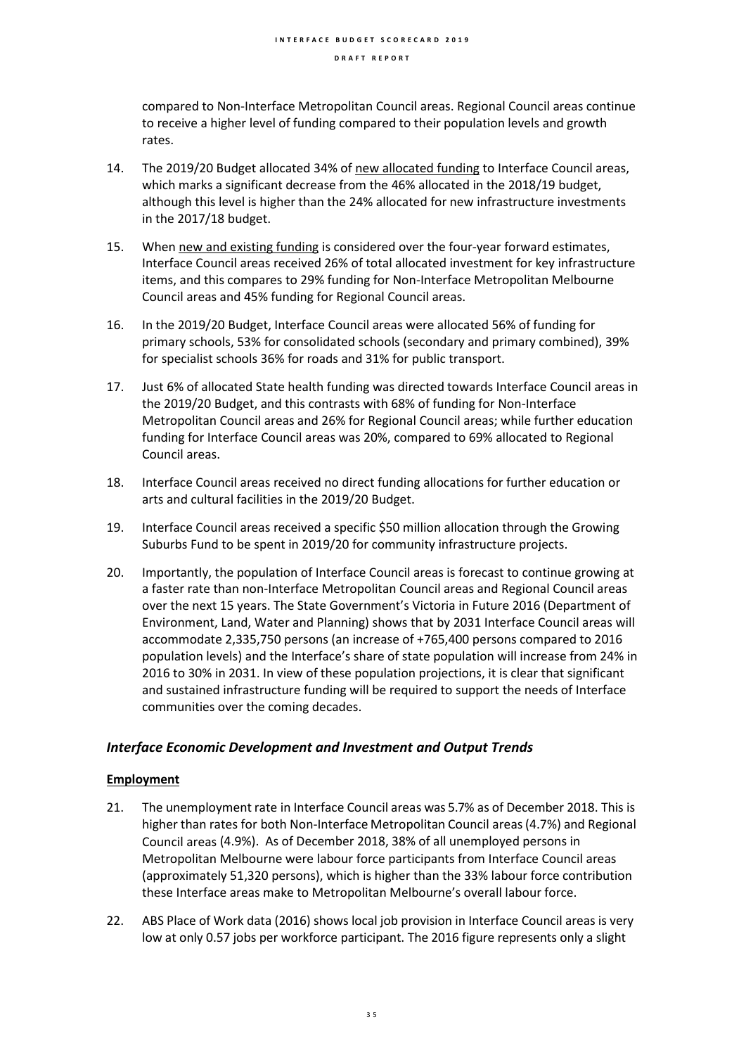compared to Non-Interface Metropolitan Council areas. Regional Council areas continue to receive a higher level of funding compared to their population levels and growth rates.

14. The 2019/20 Budget allocated 34% of new allocated funding to Interface Council areas, which marks a significant decrease from the 46% allocated in the 2018/19 budget, although this level is higher than the 24% allocated for new infrastructure investments in the 2017/18 budget.

15. When new and existing funding is considered over the four-year forward estimates, Interface Council areas received 26% of total allocated investment for key infrastructure items, and this compares to 29% funding for Non-Interface Metropolitan Melbourne Council areas and 45% funding for Regional Council areas.

16. In the 2019/20 Budget, Interface Council areas were allocated 56% of funding for primary schools, 53% for consolidated schools (secondary and primary combined), 39% for specialist schools 36% for roads and 31% for public transport.

17. Just 6% of allocated State health funding was directed towards Interface Council areas in the 2019/20 Budget, and this contrasts with 68% of funding for Non-Interface Metropolitan Council areas and 26% for Regional Council areas; while further education funding for Interface Council areas was 20%, compared to 69% allocated to Regional Council areas.

18. Interface Council areas received no direct funding allocations for further education or arts and cultural facilities in the 2019/20 Budget.

19. Interface Council areas received a specific $50 million allocation through the Growing Suburbs Fund to be spent in 2019/20 for community infrastructure projects.

20. Importantly, the population of Interface Council areas is forecast to continue growing at a faster rate than non-Interface Metropolitan Council areas and Regional Council areas over the next 15 years. The State Government's Victoria in Future 2016 (Department of Environment, Land, Water and Planning) shows that by 2031 Interface Council areas will accommodate 2,335,750 persons (an increase of +765,400 persons compared to 2016 population levels) and the Interface's share of state population will increase from 24% in 2016 to 30% in 2031. In view of these population projections, it is clear that significant and sustained infrastructure funding will be required to support the needs of Interface communities over the coming decades.

### *Interface Economic Development and Investment and Output Trends*

**Employment**

21. The unemployment rate in Interface Council areas was 5.7% as of December 2018. This is higher than rates for both Non-Interface Metropolitan Council areas (4.7%) and Regional Council areas (4.9%). As of December 2018, 38% of all unemployed persons in Metropolitan Melbourne were labour force participants from Interface Council areas (approximately 51,320 persons), which is higher than the 33% labour force contribution these Interface areas make to Metropolitan Melbourne's overall labour force.

22. ABS Place of Work data (2016) shows local job provision in Interface Council areas is very low at only 0.57 jobs per workforce participant. The 2016 figure represents only a slight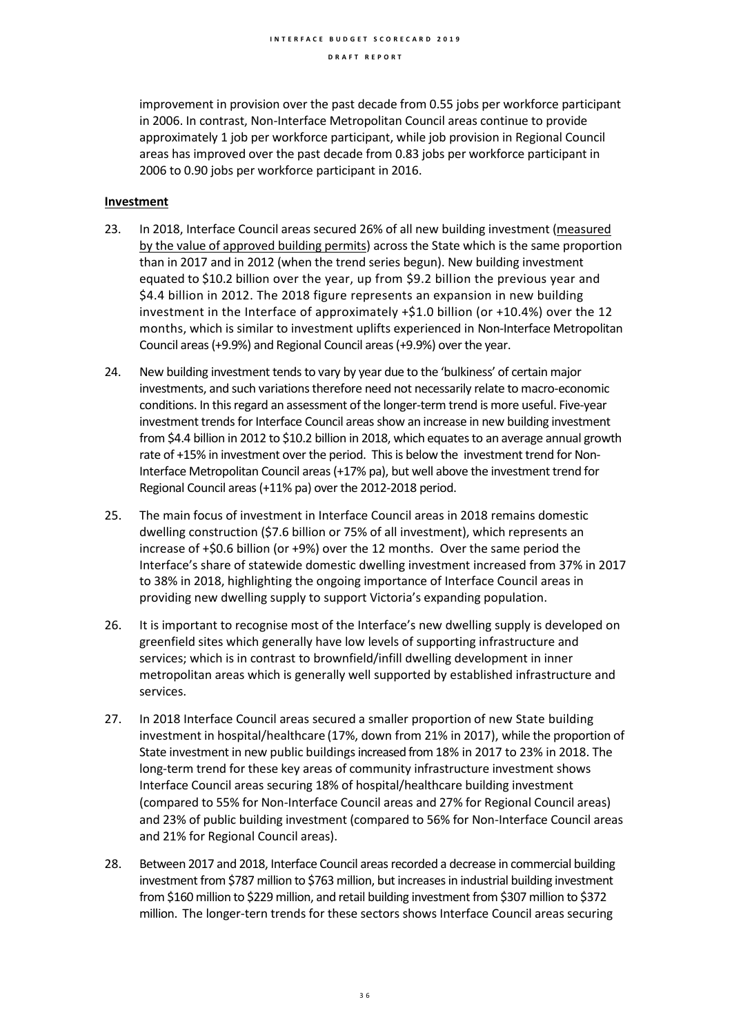improvement in provision over the past decade from 0.55 jobs per workforce participant in 2006. In contrast, Non-Interface Metropolitan Council areas continue to provide approximately 1 job per workforce participant, while job provision in Regional Council areas has improved over the past decade from 0.83 jobs per workforce participant in 2006 to 0.90 jobs per workforce participant in 2016.

**Investment**

23. In 2018, Interface Council areas secured 26% of all new building investment (measured by the value of approved building permits) across the State which is the same proportion than in 2017 and in 2012 (when the trend series begun). New building investment equated to $10.2 billion over the year, up from $9.2 billion the previous year and $4.4 billion in 2012. The 2018 figure represents an expansion in new building investment in the Interface of approximately +$1.0 billion (or +10.4%) over the 12 months, which is similar to investment uplifts experienced in Non-Interface Metropolitan Council areas (+9.9%) and Regional Council areas (+9.9%) over the year.

24. New building investment tends to vary by year due to the 'bulkiness' of certain major investments, and such variations therefore need not necessarily relate to macro-economic conditions. In this regard an assessment of the longer-term trend is more useful. Five-year investment trends for Interface Council areas show an increase in new building investment from $4.4 billion in 2012 to $10.2 billion in 2018, which equates to an average annual growth rate of +15% in investment over the period. This is below the investment trend for Non-Interface Metropolitan Council areas (+17% pa), but well above the investment trend for Regional Council areas (+11% pa) over the 2012-2018 period.

25. The main focus of investment in Interface Council areas in 2018 remains domestic dwelling construction ($7.6 billion or 75% of all investment), which represents an increase of +$0.6 billion (or +9%) over the 12 months. Over the same period the Interface's share of statewide domestic dwelling investment increased from 37% in 2017 to 38% in 2018, highlighting the ongoing importance of Interface Council areas in providing new dwelling supply to support Victoria's expanding population.

26. It is important to recognise most of the Interface's new dwelling supply is developed on greenfield sites which generally have low levels of supporting infrastructure and services; which is in contrast to brownfield/infill dwelling development in inner metropolitan areas which is generally well supported by established infrastructure and services.

27. In 2018 Interface Council areas secured a smaller proportion of new State building investment in hospital/healthcare (17%, down from 21% in 2017), while the proportion of State investment in new public buildings increased from 18% in 2017 to 23% in 2018. The long-term trend for these key areas of community infrastructure investment shows Interface Council areas securing 18% of hospital/healthcare building investment (compared to 55% for Non-Interface Council areas and 27% for Regional Council areas) and 23% of public building investment (compared to 56% for Non-Interface Council areas and 21% for Regional Council areas).

28. Between 2017 and 2018, Interface Council areas recorded a decrease in commercial building investment from $787 million to $763 million, but increases in industrial building investment from $160 million to $229 million, and retail building investment from $307 million to $372 million. The longer-tern trends for these sectors shows Interface Council areas securing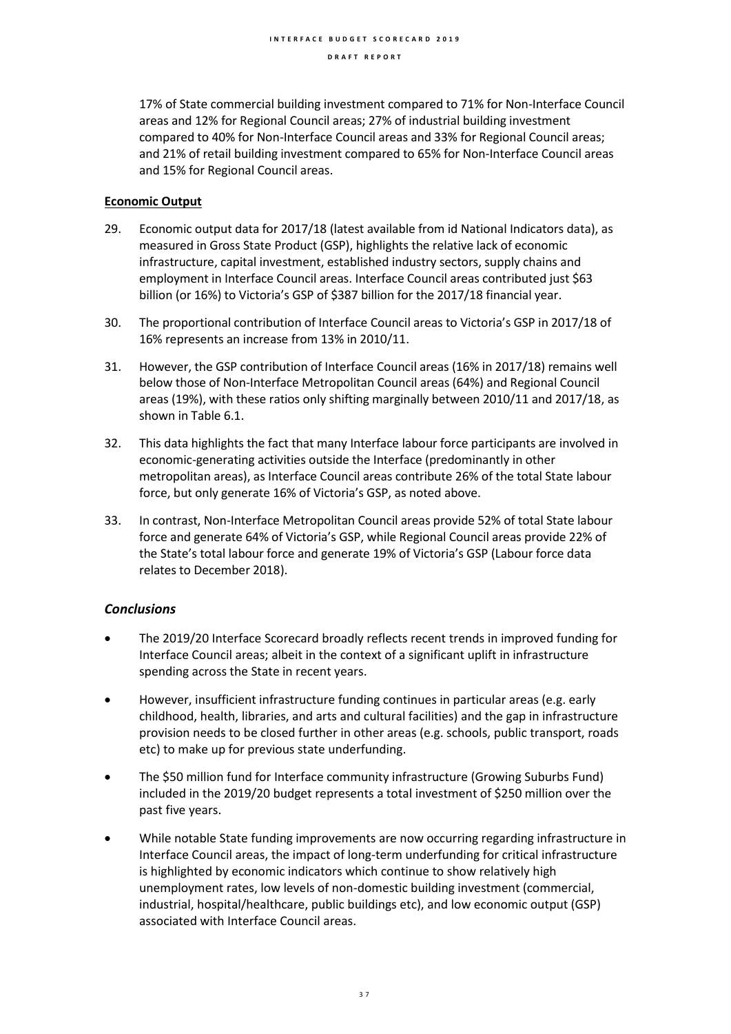17% of State commercial building investment compared to 71% for Non-Interface Council areas and 12% for Regional Council areas; 27% of industrial building investment compared to 40% for Non-Interface Council areas and 33% for Regional Council areas; and 21% of retail building investment compared to 65% for Non-Interface Council areas and 15% for Regional Council areas.

**Economic Output**

29. Economic output data for 2017/18 (latest available from id National Indicators data), as measured in Gross State Product (GSP), highlights the relative lack of economic infrastructure, capital investment, established industry sectors, supply chains and employment in Interface Council areas. Interface Council areas contributed just $63 billion (or 16%) to Victoria's GSP of $387 billion for the 2017/18 financial year.

30. The proportional contribution of Interface Council areas to Victoria's GSP in 2017/18 of 16% represents an increase from 13% in 2010/11.

31. However, the GSP contribution of Interface Council areas (16% in 2017/18) remains well below those of Non-Interface Metropolitan Council areas (64%) and Regional Council areas (19%), with these ratios only shifting marginally between 2010/11 and 2017/18, as shown in Table 6.1.

32. This data highlights the fact that many Interface labour force participants are involved in economic-generating activities outside the Interface (predominantly in other metropolitan areas), as Interface Council areas contribute 26% of the total State labour force, but only generate 16% of Victoria's GSP, as noted above.

33. In contrast, Non-Interface Metropolitan Council areas provide 52% of total State labour force and generate 64% of Victoria's GSP, while Regional Council areas provide 22% of the State's total labour force and generate 19% of Victoria's GSP (Labour force data relates to December 2018).

## *Conclusions*

- The 2019/20 Interface Scorecard broadly reflects recent trends in improved funding for Interface Council areas; albeit in the context of a significant uplift in infrastructure spending across the State in recent years.
- However, insufficient infrastructure funding continues in particular areas (e.g. early childhood, health, libraries, and arts and cultural facilities) and the gap in infrastructure provision needs to be closed further in other areas (e.g. schools, public transport, roads etc) to make up for previous state underfunding.
- The $50 million fund for Interface community infrastructure (Growing Suburbs Fund) included in the 2019/20 budget represents a total investment of $250 million over the past five years.
- While notable State funding improvements are now occurring regarding infrastructure in Interface Council areas, the impact of long-term underfunding for critical infrastructure is highlighted by economic indicators which continue to show relatively high unemployment rates, low levels of non-domestic building investment (commercial, industrial, hospital/healthcare, public buildings etc), and low economic output (GSP) associated with Interface Council areas.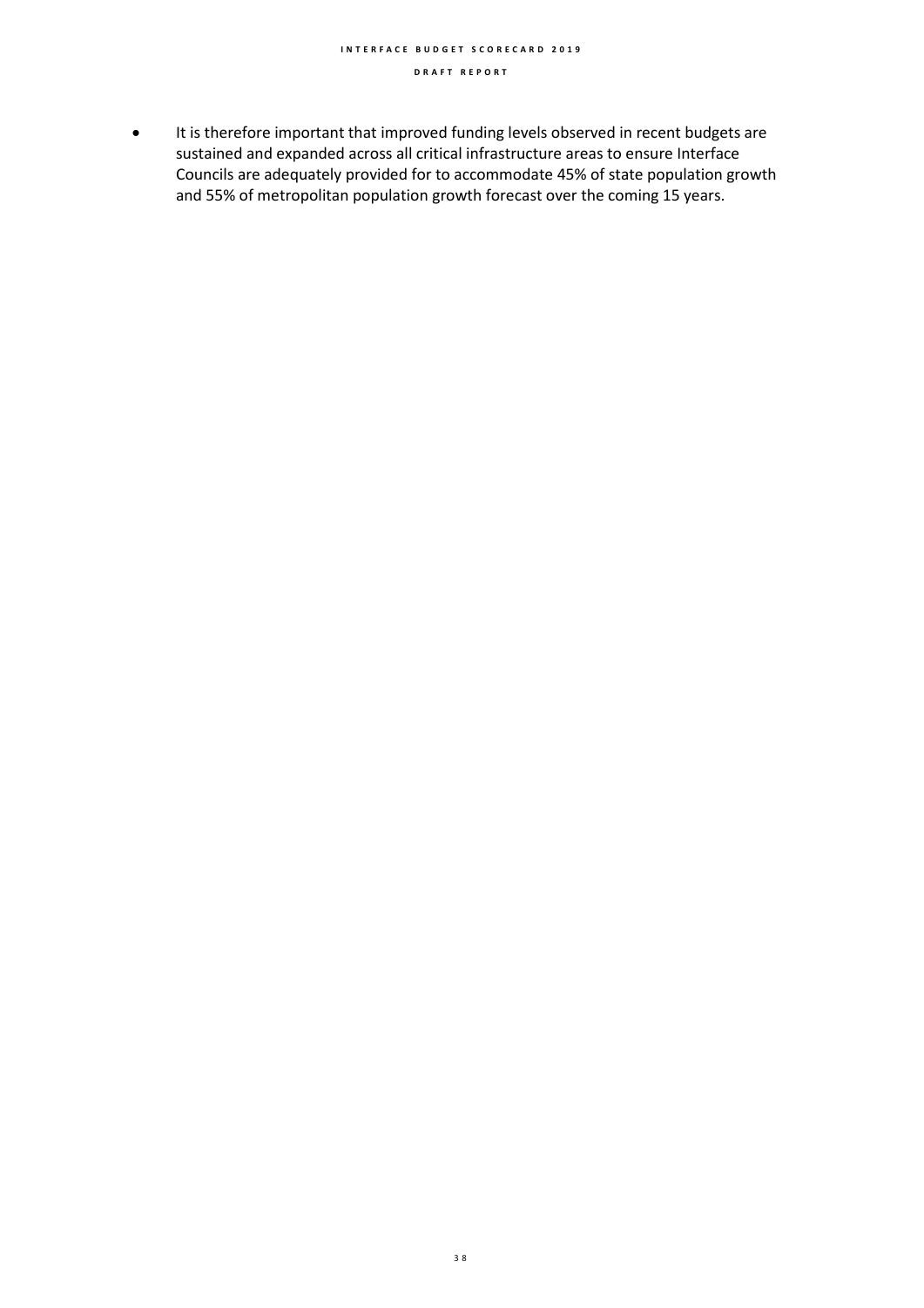- It is therefore important that improved funding levels observed in recent budgets are sustained and expanded across all critical infrastructure areas to ensure Interface Councils are adequately provided for to accommodate 45% of state population growth and 55% of metropolitan population growth forecast over the coming 15 years.